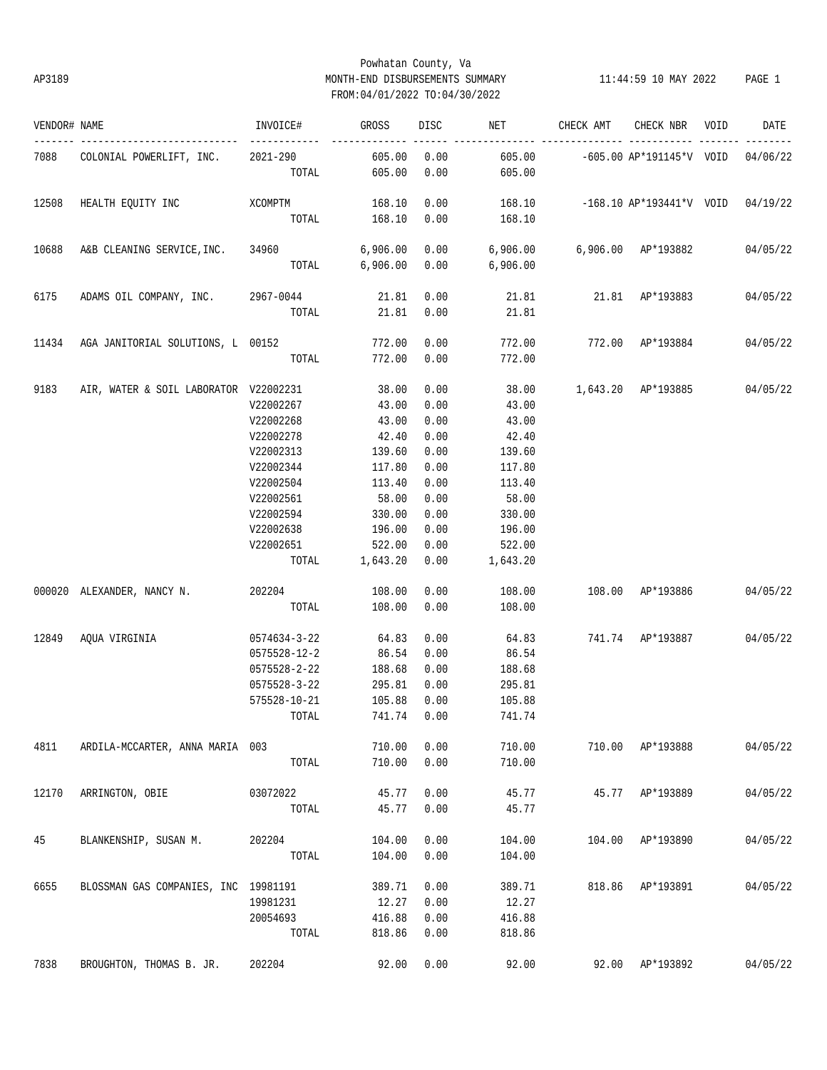Powhatan County, Va

AP3189 MONTH-END DISBURSEMENTS SUMMARY 11:44:59 10 MAY 2022

FROM:04/01/2022 TO:04/30/2022

| VENDOR# | NAME | INVOICE# | GROSS | DISC | NET | CHECK AMT | CHECK NBR | VOID | DATE |
|---|---|---|---|---|---|---|---|---|---|
| 7088 | COLONIAL POWERLIFT, INC. | 2021-290 | 605.00 | 0.00 | 605.00 | -605.00 | AP*191145*V | VOID | 04/06/22 |
| | | TOTAL | 605.00 | 0.00 | 605.00 | | | | |
| 12508 | HEALTH EQUITY INC | XCOMPTM | 168.10 | 0.00 | 168.10 | -168.10 | AP*193441*V | VOID | 04/19/22 |
| | | TOTAL | 168.10 | 0.00 | 168.10 | | | | |
| 10688 | A&B CLEANING SERVICE,INC. | 34960 | 6,906.00 | 0.00 | 6,906.00 | 6,906.00 | AP*193882 | | 04/05/22 |
| | | TOTAL | 6,906.00 | 0.00 | 6,906.00 | | | | |
| 6175 | ADAMS OIL COMPANY, INC. | 2967-0044 | 21.81 | 0.00 | 21.81 | 21.81 | AP*193883 | | 04/05/22 |
| | | TOTAL | 21.81 | 0.00 | 21.81 | | | | |
| 11434 | AGA JANITORIAL SOLUTIONS, L | 00152 | 772.00 | 0.00 | 772.00 | 772.00 | AP*193884 | | 04/05/22 |
| | | TOTAL | 772.00 | 0.00 | 772.00 | | | | |
| 9183 | AIR, WATER & SOIL LABORATOR | V22002231 | 38.00 | 0.00 | 38.00 | 1,643.20 | AP*193885 | | 04/05/22 |
| | | V22002267 | 43.00 | 0.00 | 43.00 | | | | |
| | | V22002268 | 43.00 | 0.00 | 43.00 | | | | |
| | | V22002278 | 42.40 | 0.00 | 42.40 | | | | |
| | | V22002313 | 139.60 | 0.00 | 139.60 | | | | |
| | | V22002344 | 117.80 | 0.00 | 117.80 | | | | |
| | | V22002504 | 113.40 | 0.00 | 113.40 | | | | |
| | | V22002561 | 58.00 | 0.00 | 58.00 | | | | |
| | | V22002594 | 330.00 | 0.00 | 330.00 | | | | |
| | | V22002638 | 196.00 | 0.00 | 196.00 | | | | |
| | | V22002651 | 522.00 | 0.00 | 522.00 | | | | |
| | | TOTAL | 1,643.20 | 0.00 | 1,643.20 | | | | |
| 000020 | ALEXANDER, NANCY N. | 202204 | 108.00 | 0.00 | 108.00 | 108.00 | AP*193886 | | 04/05/22 |
| | | TOTAL | 108.00 | 0.00 | 108.00 | | | | |
| 12849 | AQUA VIRGINIA | 0574634-3-22 | 64.83 | 0.00 | 64.83 | 741.74 | AP*193887 | | 04/05/22 |
| | | 0575528-12-2 | 86.54 | 0.00 | 86.54 | | | | |
| | | 0575528-2-22 | 188.68 | 0.00 | 188.68 | | | | |
| | | 0575528-3-22 | 295.81 | 0.00 | 295.81 | | | | |
| | | 575528-10-21 | 105.88 | 0.00 | 105.88 | | | | |
| | | TOTAL | 741.74 | 0.00 | 741.74 | | | | |
| 4811 | ARDILA-MCCARTER, ANNA MARIA | 003 | 710.00 | 0.00 | 710.00 | 710.00 | AP*193888 | | 04/05/22 |
| | | TOTAL | 710.00 | 0.00 | 710.00 | | | | |
| 12170 | ARRINGTON, OBIE | 03072022 | 45.77 | 0.00 | 45.77 | 45.77 | AP*193889 | | 04/05/22 |
| | | TOTAL | 45.77 | 0.00 | 45.77 | | | | |
| 45 | BLANKENSHIP, SUSAN M. | 202204 | 104.00 | 0.00 | 104.00 | 104.00 | AP*193890 | | 04/05/22 |
| | | TOTAL | 104.00 | 0.00 | 104.00 | | | | |
| 6655 | BLOSSMAN GAS COMPANIES, INC | 19981191 | 389.71 | 0.00 | 389.71 | 818.86 | AP*193891 | | 04/05/22 |
| | | 19981231 | 12.27 | 0.00 | 12.27 | | | | |
| | | 20054693 | 416.88 | 0.00 | 416.88 | | | | |
| | | TOTAL | 818.86 | 0.00 | 818.86 | | | | |
| 7838 | BROUGHTON, THOMAS B. JR. | 202204 | 92.00 | 0.00 | 92.00 | 92.00 | AP*193892 | | 04/05/22 |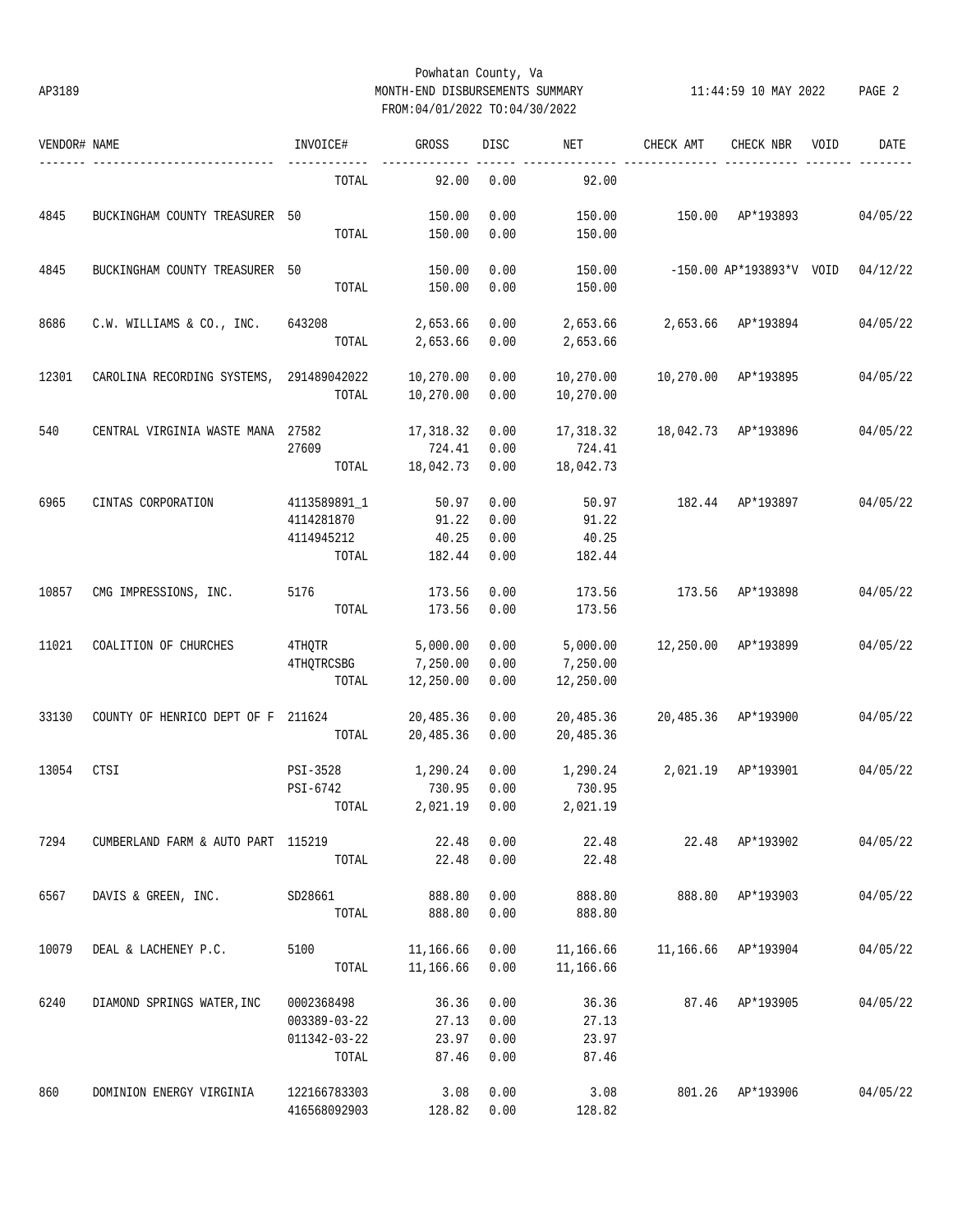Powhatan County, Va
MONTH-END DISBURSEMENTS SUMMARY
FROM:04/01/2022 TO:04/30/2022

AP3189 — 11:44:59 10 MAY 2022

| VENDOR# | NAME | INVOICE# | GROSS | DISC | NET | CHECK AMT | CHECK NBR | VOID | DATE |
|---|---|---|---|---|---|---|---|---|---|
| | | TOTAL | 92.00 | 0.00 | 92.00 | | | | |
| 4845 | BUCKINGHAM COUNTY TREASURER | 50 | 150.00 | 0.00 | 150.00 | 150.00 | AP*193893 | | 04/05/22 |
| | | TOTAL | 150.00 | 0.00 | 150.00 | | | | |
| 4845 | BUCKINGHAM COUNTY TREASURER | 50 | 150.00 | 0.00 | 150.00 | -150.00 | AP*193893*V | VOID | 04/12/22 |
| | | TOTAL | 150.00 | 0.00 | 150.00 | | | | |
| 8686 | C.W. WILLIAMS & CO., INC. | 643208 | 2,653.66 | 0.00 | 2,653.66 | 2,653.66 | AP*193894 | | 04/05/22 |
| | | TOTAL | 2,653.66 | 0.00 | 2,653.66 | | | | |
| 12301 | CAROLINA RECORDING SYSTEMS, | 291489042022 | 10,270.00 | 0.00 | 10,270.00 | 10,270.00 | AP*193895 | | 04/05/22 |
| | | TOTAL | 10,270.00 | 0.00 | 10,270.00 | | | | |
| 540 | CENTRAL VIRGINIA WASTE MANA | 27582 | 17,318.32 | 0.00 | 17,318.32 | 18,042.73 | AP*193896 | | 04/05/22 |
| | | 27609 | 724.41 | 0.00 | 724.41 | | | | |
| | | TOTAL | 18,042.73 | 0.00 | 18,042.73 | | | | |
| 6965 | CINTAS CORPORATION | 4113589891_1 | 50.97 | 0.00 | 50.97 | 182.44 | AP*193897 | | 04/05/22 |
| | | 4114281870 | 91.22 | 0.00 | 91.22 | | | | |
| | | 4114945212 | 40.25 | 0.00 | 40.25 | | | | |
| | | TOTAL | 182.44 | 0.00 | 182.44 | | | | |
| 10857 | CMG IMPRESSIONS, INC. | 5176 | 173.56 | 0.00 | 173.56 | 173.56 | AP*193898 | | 04/05/22 |
| | | TOTAL | 173.56 | 0.00 | 173.56 | | | | |
| 11021 | COALITION OF CHURCHES | 4THQTR | 5,000.00 | 0.00 | 5,000.00 | 12,250.00 | AP*193899 | | 04/05/22 |
| | | 4THQTRCSBG | 7,250.00 | 0.00 | 7,250.00 | | | | |
| | | TOTAL | 12,250.00 | 0.00 | 12,250.00 | | | | |
| 33130 | COUNTY OF HENRICO DEPT OF F | 211624 | 20,485.36 | 0.00 | 20,485.36 | 20,485.36 | AP*193900 | | 04/05/22 |
| | | TOTAL | 20,485.36 | 0.00 | 20,485.36 | | | | |
| 13054 | CTSI | PSI-3528 | 1,290.24 | 0.00 | 1,290.24 | 2,021.19 | AP*193901 | | 04/05/22 |
| | | PSI-6742 | 730.95 | 0.00 | 730.95 | | | | |
| | | TOTAL | 2,021.19 | 0.00 | 2,021.19 | | | | |
| 7294 | CUMBERLAND FARM & AUTO PART | 115219 | 22.48 | 0.00 | 22.48 | 22.48 | AP*193902 | | 04/05/22 |
| | | TOTAL | 22.48 | 0.00 | 22.48 | | | | |
| 6567 | DAVIS & GREEN, INC. | SD28661 | 888.80 | 0.00 | 888.80 | 888.80 | AP*193903 | | 04/05/22 |
| | | TOTAL | 888.80 | 0.00 | 888.80 | | | | |
| 10079 | DEAL & LACHENEY P.C. | 5100 | 11,166.66 | 0.00 | 11,166.66 | 11,166.66 | AP*193904 | | 04/05/22 |
| | | TOTAL | 11,166.66 | 0.00 | 11,166.66 | | | | |
| 6240 | DIAMOND SPRINGS WATER,INC | 0002368498 | 36.36 | 0.00 | 36.36 | 87.46 | AP*193905 | | 04/05/22 |
| | | 003389-03-22 | 27.13 | 0.00 | 27.13 | | | | |
| | | 011342-03-22 | 23.97 | 0.00 | 23.97 | | | | |
| | | TOTAL | 87.46 | 0.00 | 87.46 | | | | |
| 860 | DOMINION ENERGY VIRGINIA | 122166783303 | 3.08 | 0.00 | 3.08 | 801.26 | AP*193906 | | 04/05/22 |
| | | 416568092903 | 128.82 | 0.00 | 128.82 | | | | |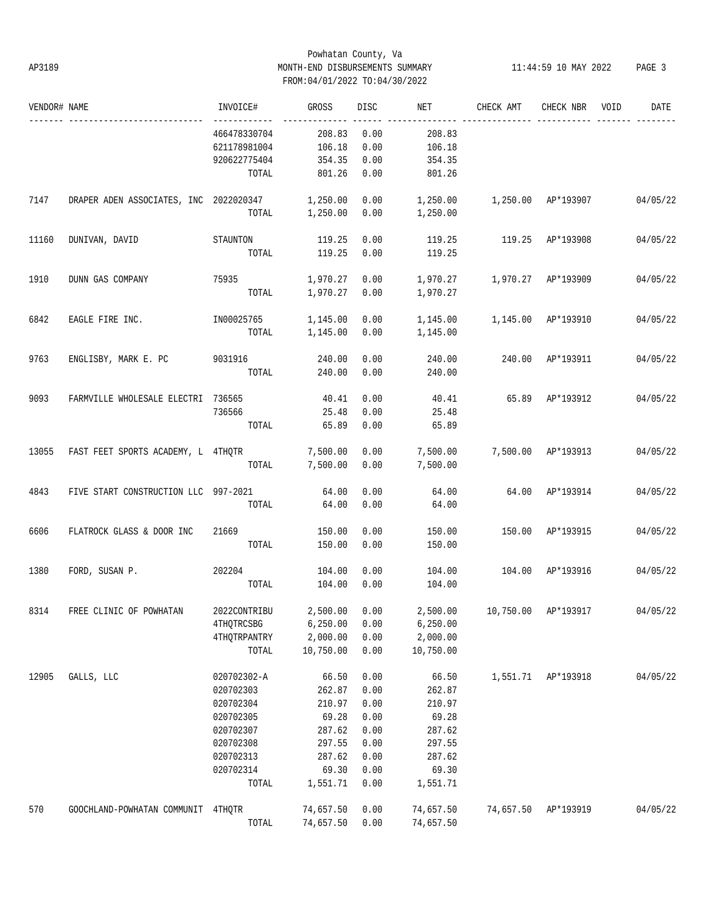Powhatan County, Va

AP3189 MONTH-END DISBURSEMENTS SUMMARY 11:44:59 10 MAY 2022

FROM:04/01/2022 TO:04/30/2022

| VENDOR# | NAME | INVOICE# | GROSS | DISC | NET | CHECK AMT | CHECK NBR | VOID | DATE |
|---|---|---|---|---|---|---|---|---|---|
| | | 466478330704 | 208.83 | 0.00 | 208.83 | | | | |
| | | 621178981004 | 106.18 | 0.00 | 106.18 | | | | |
| | | 920622775404 | 354.35 | 0.00 | 354.35 | | | | |
| | | TOTAL | 801.26 | 0.00 | 801.26 | | | | |
| 7147 | DRAPER ADEN ASSOCIATES, INC | 2022020347 | 1,250.00 | 0.00 | 1,250.00 | 1,250.00 | AP*193907 | | 04/05/22 |
| | | TOTAL | 1,250.00 | 0.00 | 1,250.00 | | | | |
| 11160 | DUNIVAN, DAVID | STAUNTON | 119.25 | 0.00 | 119.25 | 119.25 | AP*193908 | | 04/05/22 |
| | | TOTAL | 119.25 | 0.00 | 119.25 | | | | |
| 1910 | DUNN GAS COMPANY | 75935 | 1,970.27 | 0.00 | 1,970.27 | 1,970.27 | AP*193909 | | 04/05/22 |
| | | TOTAL | 1,970.27 | 0.00 | 1,970.27 | | | | |
| 6842 | EAGLE FIRE INC. | IN00025765 | 1,145.00 | 0.00 | 1,145.00 | 1,145.00 | AP*193910 | | 04/05/22 |
| | | TOTAL | 1,145.00 | 0.00 | 1,145.00 | | | | |
| 9763 | ENGLISBY, MARK E. PC | 9031916 | 240.00 | 0.00 | 240.00 | 240.00 | AP*193911 | | 04/05/22 |
| | | TOTAL | 240.00 | 0.00 | 240.00 | | | | |
| 9093 | FARMVILLE WHOLESALE ELECTRI | 736565 | 40.41 | 0.00 | 40.41 | 65.89 | AP*193912 | | 04/05/22 |
| | | 736566 | 25.48 | 0.00 | 25.48 | | | | |
| | | TOTAL | 65.89 | 0.00 | 65.89 | | | | |
| 13055 | FAST FEET SPORTS ACADEMY, L | 4THQTR | 7,500.00 | 0.00 | 7,500.00 | 7,500.00 | AP*193913 | | 04/05/22 |
| | | TOTAL | 7,500.00 | 0.00 | 7,500.00 | | | | |
| 4843 | FIVE START CONSTRUCTION LLC | 997-2021 | 64.00 | 0.00 | 64.00 | 64.00 | AP*193914 | | 04/05/22 |
| | | TOTAL | 64.00 | 0.00 | 64.00 | | | | |
| 6606 | FLATROCK GLASS & DOOR INC | 21669 | 150.00 | 0.00 | 150.00 | 150.00 | AP*193915 | | 04/05/22 |
| | | TOTAL | 150.00 | 0.00 | 150.00 | | | | |
| 1380 | FORD, SUSAN P. | 202204 | 104.00 | 0.00 | 104.00 | 104.00 | AP*193916 | | 04/05/22 |
| | | TOTAL | 104.00 | 0.00 | 104.00 | | | | |
| 8314 | FREE CLINIC OF POWHATAN | 2022CONTRIBU | 2,500.00 | 0.00 | 2,500.00 | 10,750.00 | AP*193917 | | 04/05/22 |
| | | 4THQTRCSBG | 6,250.00 | 0.00 | 6,250.00 | | | | |
| | | 4THQTRPANTRY | 2,000.00 | 0.00 | 2,000.00 | | | | |
| | | TOTAL | 10,750.00 | 0.00 | 10,750.00 | | | | |
| 12905 | GALLS, LLC | 020702302-A | 66.50 | 0.00 | 66.50 | 1,551.71 | AP*193918 | | 04/05/22 |
| | | 020702303 | 262.87 | 0.00 | 262.87 | | | | |
| | | 020702304 | 210.97 | 0.00 | 210.97 | | | | |
| | | 020702305 | 69.28 | 0.00 | 69.28 | | | | |
| | | 020702307 | 287.62 | 0.00 | 287.62 | | | | |
| | | 020702308 | 297.55 | 0.00 | 297.55 | | | | |
| | | 020702313 | 287.62 | 0.00 | 287.62 | | | | |
| | | 020702314 | 69.30 | 0.00 | 69.30 | | | | |
| | | TOTAL | 1,551.71 | 0.00 | 1,551.71 | | | | |
| 570 | GOOCHLAND-POWHATAN COMMUNIT | 4THQTR | 74,657.50 | 0.00 | 74,657.50 | 74,657.50 | AP*193919 | | 04/05/22 |
| | | TOTAL | 74,657.50 | 0.00 | 74,657.50 | | | | |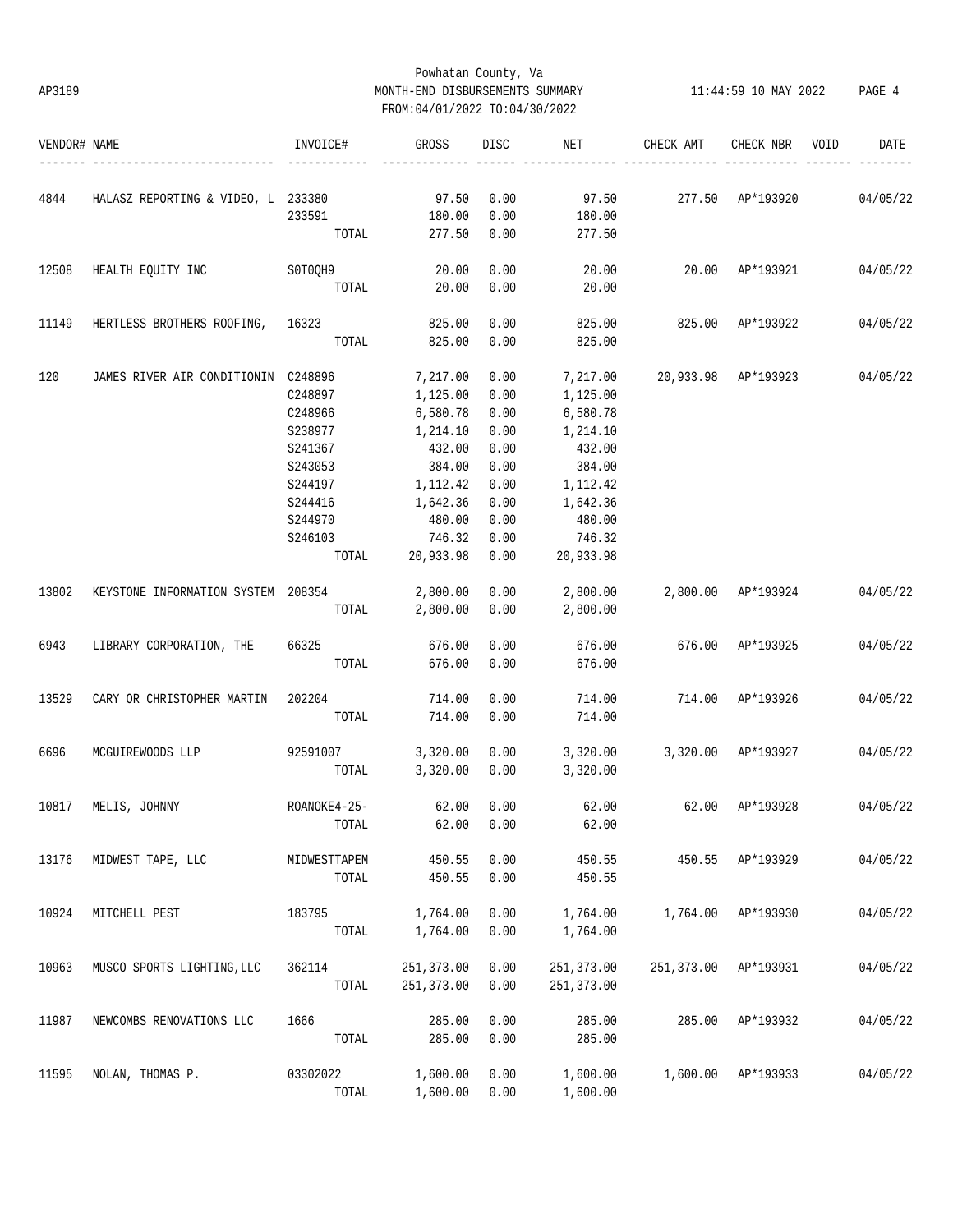# Powhatan County, Va

AP3189 MONTH-END DISBURSEMENTS SUMMARY 11:44:59 10 MAY 2022

FROM:04/01/2022 TO:04/30/2022

| VENDOR# | NAME | INVOICE# | GROSS | DISC | NET | CHECK AMT | CHECK NBR | VOID | DATE |
|---|---|---|---|---|---|---|---|---|---|
| 4844 | HALASZ REPORTING & VIDEO, L | 233380 | 97.50 | 0.00 | 97.50 | 277.50 | AP*193920 | | 04/05/22 |
| | | 233591 | 180.00 | 0.00 | 180.00 | | | | |
| | | TOTAL | 277.50 | 0.00 | 277.50 | | | | |
| 12508 | HEALTH EQUITY INC | S0T0QH9 | 20.00 | 0.00 | 20.00 | 20.00 | AP*193921 | | 04/05/22 |
| | | TOTAL | 20.00 | 0.00 | 20.00 | | | | |
| 11149 | HERTLESS BROTHERS ROOFING, | 16323 | 825.00 | 0.00 | 825.00 | 825.00 | AP*193922 | | 04/05/22 |
| | | TOTAL | 825.00 | 0.00 | 825.00 | | | | |
| 120 | JAMES RIVER AIR CONDITIONIN | C248896 | 7,217.00 | 0.00 | 7,217.00 | 20,933.98 | AP*193923 | | 04/05/22 |
| | | C248897 | 1,125.00 | 0.00 | 1,125.00 | | | | |
| | | C248966 | 6,580.78 | 0.00 | 6,580.78 | | | | |
| | | S238977 | 1,214.10 | 0.00 | 1,214.10 | | | | |
| | | S241367 | 432.00 | 0.00 | 432.00 | | | | |
| | | S243053 | 384.00 | 0.00 | 384.00 | | | | |
| | | S244197 | 1,112.42 | 0.00 | 1,112.42 | | | | |
| | | S244416 | 1,642.36 | 0.00 | 1,642.36 | | | | |
| | | S244970 | 480.00 | 0.00 | 480.00 | | | | |
| | | S246103 | 746.32 | 0.00 | 746.32 | | | | |
| | | TOTAL | 20,933.98 | 0.00 | 20,933.98 | | | | |
| 13802 | KEYSTONE INFORMATION SYSTEM | 208354 | 2,800.00 | 0.00 | 2,800.00 | 2,800.00 | AP*193924 | | 04/05/22 |
| | | TOTAL | 2,800.00 | 0.00 | 2,800.00 | | | | |
| 6943 | LIBRARY CORPORATION, THE | 66325 | 676.00 | 0.00 | 676.00 | 676.00 | AP*193925 | | 04/05/22 |
| | | TOTAL | 676.00 | 0.00 | 676.00 | | | | |
| 13529 | CARY OR CHRISTOPHER MARTIN | 202204 | 714.00 | 0.00 | 714.00 | 714.00 | AP*193926 | | 04/05/22 |
| | | TOTAL | 714.00 | 0.00 | 714.00 | | | | |
| 6696 | MCGUIREWOODS LLP | 92591007 | 3,320.00 | 0.00 | 3,320.00 | 3,320.00 | AP*193927 | | 04/05/22 |
| | | TOTAL | 3,320.00 | 0.00 | 3,320.00 | | | | |
| 10817 | MELIS, JOHNNY | ROANOKE4-25- | 62.00 | 0.00 | 62.00 | 62.00 | AP*193928 | | 04/05/22 |
| | | TOTAL | 62.00 | 0.00 | 62.00 | | | | |
| 13176 | MIDWEST TAPE, LLC | MIDWESTTAPEM | 450.55 | 0.00 | 450.55 | 450.55 | AP*193929 | | 04/05/22 |
| | | TOTAL | 450.55 | 0.00 | 450.55 | | | | |
| 10924 | MITCHELL PEST | 183795 | 1,764.00 | 0.00 | 1,764.00 | 1,764.00 | AP*193930 | | 04/05/22 |
| | | TOTAL | 1,764.00 | 0.00 | 1,764.00 | | | | |
| 10963 | MUSCO SPORTS LIGHTING,LLC | 362114 | 251,373.00 | 0.00 | 251,373.00 | 251,373.00 | AP*193931 | | 04/05/22 |
| | | TOTAL | 251,373.00 | 0.00 | 251,373.00 | | | | |
| 11987 | NEWCOMBS RENOVATIONS LLC | 1666 | 285.00 | 0.00 | 285.00 | 285.00 | AP*193932 | | 04/05/22 |
| | | TOTAL | 285.00 | 0.00 | 285.00 | | | | |
| 11595 | NOLAN, THOMAS P. | 03302022 | 1,600.00 | 0.00 | 1,600.00 | 1,600.00 | AP*193933 | | 04/05/22 |
| | | TOTAL | 1,600.00 | 0.00 | 1,600.00 | | | | |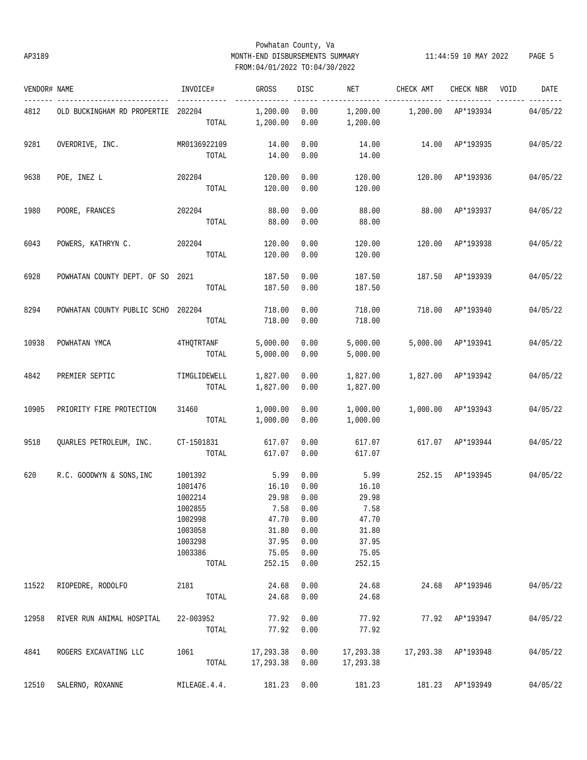Powhatan County, Va
MONTH-END DISBURSEMENTS SUMMARY
FROM:04/01/2022 TO:04/30/2022

AP3189 — 11:44:59 10 MAY 2022

| VENDOR# | NAME | INVOICE# | GROSS | DISC | NET | CHECK AMT | CHECK NBR | VOID | DATE |
|---|---|---|---|---|---|---|---|---|---|
| 4812 | OLD BUCKINGHAM RD PROPERTIE | 202204 | 1,200.00 | 0.00 | 1,200.00 | 1,200.00 | AP*193934 | | 04/05/22 |
| | | TOTAL | 1,200.00 | 0.00 | 1,200.00 | | | | |
| 9281 | OVERDRIVE, INC. | MR0136922109 | 14.00 | 0.00 | 14.00 | 14.00 | AP*193935 | | 04/05/22 |
| | | TOTAL | 14.00 | 0.00 | 14.00 | | | | |
| 9638 | POE, INEZ L | 202204 | 120.00 | 0.00 | 120.00 | 120.00 | AP*193936 | | 04/05/22 |
| | | TOTAL | 120.00 | 0.00 | 120.00 | | | | |
| 1980 | POORE, FRANCES | 202204 | 88.00 | 0.00 | 88.00 | 88.00 | AP*193937 | | 04/05/22 |
| | | TOTAL | 88.00 | 0.00 | 88.00 | | | | |
| 6043 | POWERS, KATHRYN C. | 202204 | 120.00 | 0.00 | 120.00 | 120.00 | AP*193938 | | 04/05/22 |
| | | TOTAL | 120.00 | 0.00 | 120.00 | | | | |
| 6928 | POWHATAN COUNTY DEPT. OF SO | 2021 | 187.50 | 0.00 | 187.50 | 187.50 | AP*193939 | | 04/05/22 |
| | | TOTAL | 187.50 | 0.00 | 187.50 | | | | |
| 8294 | POWHATAN COUNTY PUBLIC SCHO | 202204 | 718.00 | 0.00 | 718.00 | 718.00 | AP*193940 | | 04/05/22 |
| | | TOTAL | 718.00 | 0.00 | 718.00 | | | | |
| 10938 | POWHATAN YMCA | 4THQTRTANF | 5,000.00 | 0.00 | 5,000.00 | 5,000.00 | AP*193941 | | 04/05/22 |
| | | TOTAL | 5,000.00 | 0.00 | 5,000.00 | | | | |
| 4842 | PREMIER SEPTIC | TIMGLIDEWELL | 1,827.00 | 0.00 | 1,827.00 | 1,827.00 | AP*193942 | | 04/05/22 |
| | | TOTAL | 1,827.00 | 0.00 | 1,827.00 | | | | |
| 10905 | PRIORITY FIRE PROTECTION | 31460 | 1,000.00 | 0.00 | 1,000.00 | 1,000.00 | AP*193943 | | 04/05/22 |
| | | TOTAL | 1,000.00 | 0.00 | 1,000.00 | | | | |
| 9518 | QUARLES PETROLEUM, INC. | CT-1501831 | 617.07 | 0.00 | 617.07 | 617.07 | AP*193944 | | 04/05/22 |
| | | TOTAL | 617.07 | 0.00 | 617.07 | | | | |
| 620 | R.C. GOODWYN & SONS,INC | 1001392 | 5.99 | 0.00 | 5.99 | 252.15 | AP*193945 | | 04/05/22 |
| | | 1001476 | 16.10 | 0.00 | 16.10 | | | | |
| | | 1002214 | 29.98 | 0.00 | 29.98 | | | | |
| | | 1002855 | 7.58 | 0.00 | 7.58 | | | | |
| | | 1002998 | 47.70 | 0.00 | 47.70 | | | | |
| | | 1003058 | 31.80 | 0.00 | 31.80 | | | | |
| | | 1003298 | 37.95 | 0.00 | 37.95 | | | | |
| | | 1003386 | 75.05 | 0.00 | 75.05 | | | | |
| | | TOTAL | 252.15 | 0.00 | 252.15 | | | | |
| 11522 | RIOPEDRE, RODOLFO | 2181 | 24.68 | 0.00 | 24.68 | 24.68 | AP*193946 | | 04/05/22 |
| | | TOTAL | 24.68 | 0.00 | 24.68 | | | | |
| 12958 | RIVER RUN ANIMAL HOSPITAL | 22-003952 | 77.92 | 0.00 | 77.92 | 77.92 | AP*193947 | | 04/05/22 |
| | | TOTAL | 77.92 | 0.00 | 77.92 | | | | |
| 4841 | ROGERS EXCAVATING LLC | 1061 | 17,293.38 | 0.00 | 17,293.38 | 17,293.38 | AP*193948 | | 04/05/22 |
| | | TOTAL | 17,293.38 | 0.00 | 17,293.38 | | | | |
| 12510 | SALERNO, ROXANNE | MILEAGE.4.4. | 181.23 | 0.00 | 181.23 | 181.23 | AP*193949 | | 04/05/22 |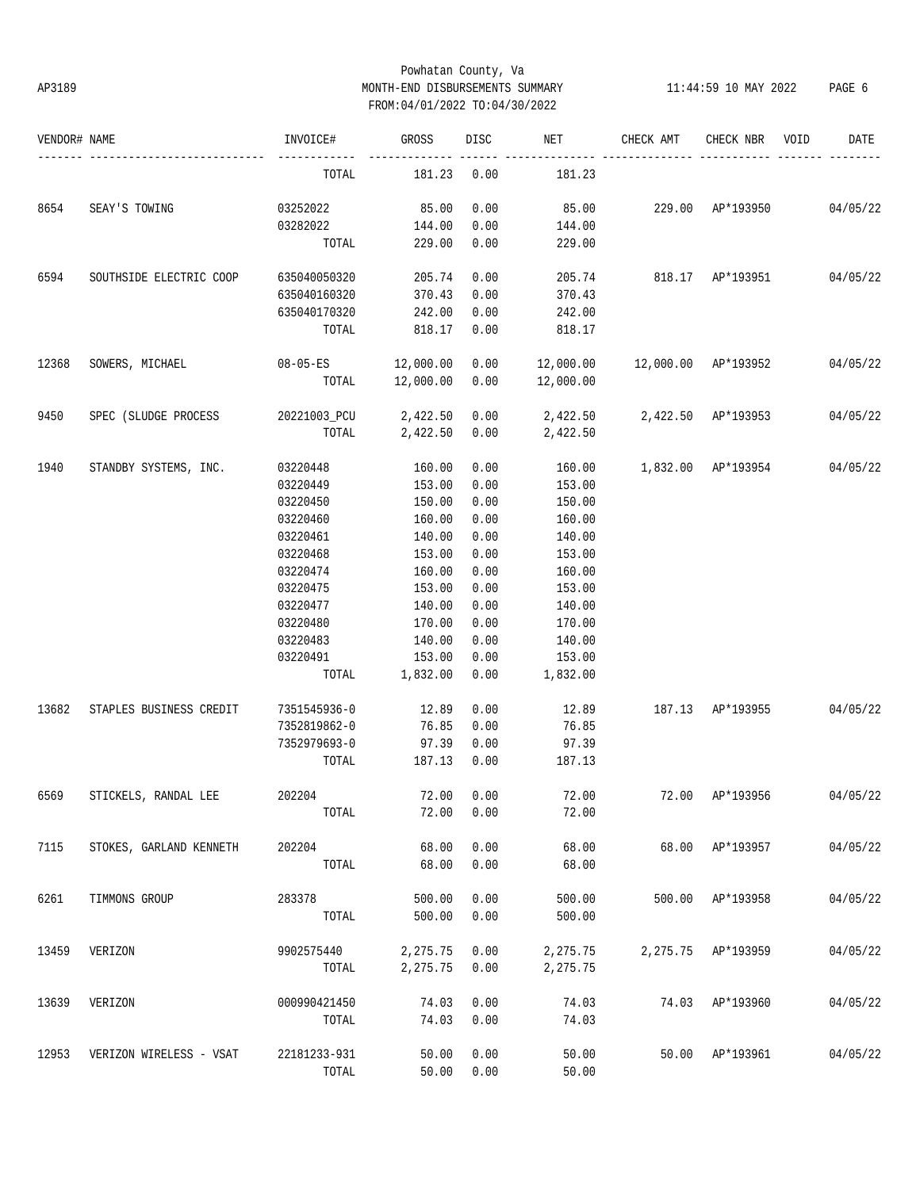Powhatan County, Va
AP3189 MONTH-END DISBURSEMENTS SUMMARY 11:44:59 10 MAY 2022
FROM:04/01/2022 TO:04/30/2022

| VENDOR# | NAME | INVOICE# | GROSS | DISC | NET | CHECK AMT | CHECK NBR | VOID | DATE |
|---|---|---|---|---|---|---|---|---|---|
| | | TOTAL | 181.23 | 0.00 | 181.23 | | | | |
| 8654 | SEAY'S TOWING | 03252022 | 85.00 | 0.00 | 85.00 | 229.00 | AP*193950 | | 04/05/22 |
| | | 03282022 | 144.00 | 0.00 | 144.00 | | | | |
| | | TOTAL | 229.00 | 0.00 | 229.00 | | | | |
| 6594 | SOUTHSIDE ELECTRIC COOP | 635040050320 | 205.74 | 0.00 | 205.74 | 818.17 | AP*193951 | | 04/05/22 |
| | | 635040160320 | 370.43 | 0.00 | 370.43 | | | | |
| | | 635040170320 | 242.00 | 0.00 | 242.00 | | | | |
| | | TOTAL | 818.17 | 0.00 | 818.17 | | | | |
| 12368 | SOWERS, MICHAEL | 08-05-ES | 12,000.00 | 0.00 | 12,000.00 | 12,000.00 | AP*193952 | | 04/05/22 |
| | | TOTAL | 12,000.00 | 0.00 | 12,000.00 | | | | |
| 9450 | SPEC (SLUDGE PROCESS | 20221003_PCU | 2,422.50 | 0.00 | 2,422.50 | 2,422.50 | AP*193953 | | 04/05/22 |
| | | TOTAL | 2,422.50 | 0.00 | 2,422.50 | | | | |
| 1940 | STANDBY SYSTEMS, INC. | 03220448 | 160.00 | 0.00 | 160.00 | 1,832.00 | AP*193954 | | 04/05/22 |
| | | 03220449 | 153.00 | 0.00 | 153.00 | | | | |
| | | 03220450 | 150.00 | 0.00 | 150.00 | | | | |
| | | 03220460 | 160.00 | 0.00 | 160.00 | | | | |
| | | 03220461 | 140.00 | 0.00 | 140.00 | | | | |
| | | 03220468 | 153.00 | 0.00 | 153.00 | | | | |
| | | 03220474 | 160.00 | 0.00 | 160.00 | | | | |
| | | 03220475 | 153.00 | 0.00 | 153.00 | | | | |
| | | 03220477 | 140.00 | 0.00 | 140.00 | | | | |
| | | 03220480 | 170.00 | 0.00 | 170.00 | | | | |
| | | 03220483 | 140.00 | 0.00 | 140.00 | | | | |
| | | 03220491 | 153.00 | 0.00 | 153.00 | | | | |
| | | TOTAL | 1,832.00 | 0.00 | 1,832.00 | | | | |
| 13682 | STAPLES BUSINESS CREDIT | 7351545936-0 | 12.89 | 0.00 | 12.89 | 187.13 | AP*193955 | | 04/05/22 |
| | | 7352819862-0 | 76.85 | 0.00 | 76.85 | | | | |
| | | 7352979693-0 | 97.39 | 0.00 | 97.39 | | | | |
| | | TOTAL | 187.13 | 0.00 | 187.13 | | | | |
| 6569 | STICKELS, RANDAL LEE | 202204 | 72.00 | 0.00 | 72.00 | 72.00 | AP*193956 | | 04/05/22 |
| | | TOTAL | 72.00 | 0.00 | 72.00 | | | | |
| 7115 | STOKES, GARLAND KENNETH | 202204 | 68.00 | 0.00 | 68.00 | 68.00 | AP*193957 | | 04/05/22 |
| | | TOTAL | 68.00 | 0.00 | 68.00 | | | | |
| 6261 | TIMMONS GROUP | 283378 | 500.00 | 0.00 | 500.00 | 500.00 | AP*193958 | | 04/05/22 |
| | | TOTAL | 500.00 | 0.00 | 500.00 | | | | |
| 13459 | VERIZON | 9902575440 | 2,275.75 | 0.00 | 2,275.75 | 2,275.75 | AP*193959 | | 04/05/22 |
| | | TOTAL | 2,275.75 | 0.00 | 2,275.75 | | | | |
| 13639 | VERIZON | 000990421450 | 74.03 | 0.00 | 74.03 | 74.03 | AP*193960 | | 04/05/22 |
| | | TOTAL | 74.03 | 0.00 | 74.03 | | | | |
| 12953 | VERIZON WIRELESS - VSAT | 22181233-931 | 50.00 | 0.00 | 50.00 | 50.00 | AP*193961 | | 04/05/22 |
| | | TOTAL | 50.00 | 0.00 | 50.00 | | | | |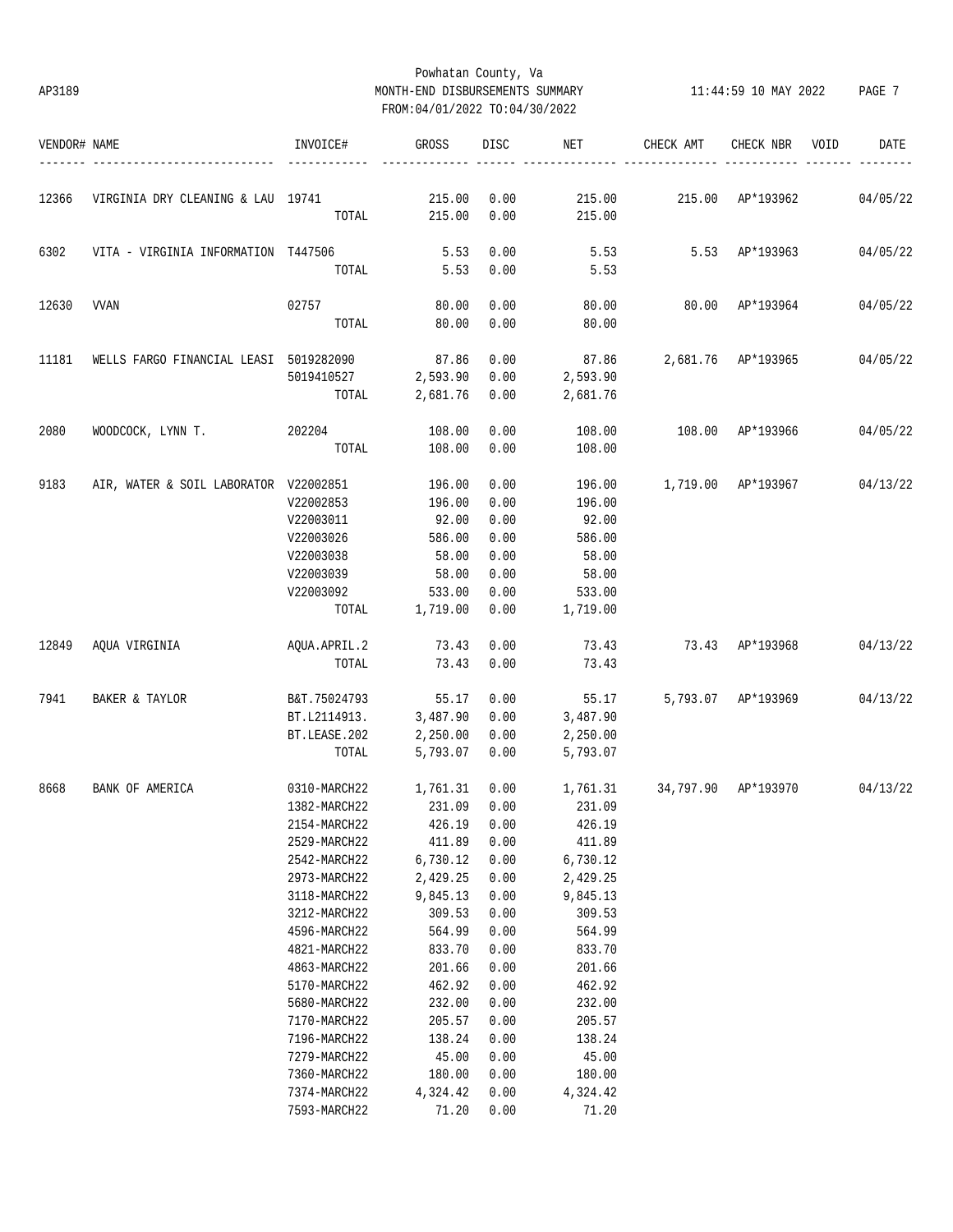Powhatan County, Va

AP3189 MONTH-END DISBURSEMENTS SUMMARY 11:44:59 10 MAY 2022

FROM:04/01/2022 TO:04/30/2022

| VENDOR# | NAME | INVOICE# | GROSS | DISC | NET | CHECK AMT | CHECK NBR | VOID | DATE |
|---|---|---|---|---|---|---|---|---|---|
| 12366 | VIRGINIA DRY CLEANING & LAU | 19741 | 215.00 | 0.00 | 215.00 | 215.00 | AP*193962 | | 04/05/22 |
| | | TOTAL | 215.00 | 0.00 | 215.00 | | | | |
| 6302 | VITA - VIRGINIA INFORMATION | T447506 | 5.53 | 0.00 | 5.53 | 5.53 | AP*193963 | | 04/05/22 |
| | | TOTAL | 5.53 | 0.00 | 5.53 | | | | |
| 12630 | VVAN | 02757 | 80.00 | 0.00 | 80.00 | 80.00 | AP*193964 | | 04/05/22 |
| | | TOTAL | 80.00 | 0.00 | 80.00 | | | | |
| 11181 | WELLS FARGO FINANCIAL LEASI | 5019282090 | 87.86 | 0.00 | 87.86 | 2,681.76 | AP*193965 | | 04/05/22 |
| | | 5019410527 | 2,593.90 | 0.00 | 2,593.90 | | | | |
| | | TOTAL | 2,681.76 | 0.00 | 2,681.76 | | | | |
| 2080 | WOODCOCK, LYNN T. | 202204 | 108.00 | 0.00 | 108.00 | 108.00 | AP*193966 | | 04/05/22 |
| | | TOTAL | 108.00 | 0.00 | 108.00 | | | | |
| 9183 | AIR, WATER & SOIL LABORATOR | V22002851 | 196.00 | 0.00 | 196.00 | 1,719.00 | AP*193967 | | 04/13/22 |
| | | V22002853 | 196.00 | 0.00 | 196.00 | | | | |
| | | V22003011 | 92.00 | 0.00 | 92.00 | | | | |
| | | V22003026 | 586.00 | 0.00 | 586.00 | | | | |
| | | V22003038 | 58.00 | 0.00 | 58.00 | | | | |
| | | V22003039 | 58.00 | 0.00 | 58.00 | | | | |
| | | V22003092 | 533.00 | 0.00 | 533.00 | | | | |
| | | TOTAL | 1,719.00 | 0.00 | 1,719.00 | | | | |
| 12849 | AQUA VIRGINIA | AQUA.APRIL.2 | 73.43 | 0.00 | 73.43 | 73.43 | AP*193968 | | 04/13/22 |
| | | TOTAL | 73.43 | 0.00 | 73.43 | | | | |
| 7941 | BAKER & TAYLOR | B&T.75024793 | 55.17 | 0.00 | 55.17 | 5,793.07 | AP*193969 | | 04/13/22 |
| | | BT.L2114913. | 3,487.90 | 0.00 | 3,487.90 | | | | |
| | | BT.LEASE.202 | 2,250.00 | 0.00 | 2,250.00 | | | | |
| | | TOTAL | 5,793.07 | 0.00 | 5,793.07 | | | | |
| 8668 | BANK OF AMERICA | 0310-MARCH22 | 1,761.31 | 0.00 | 1,761.31 | 34,797.90 | AP*193970 | | 04/13/22 |
| | | 1382-MARCH22 | 231.09 | 0.00 | 231.09 | | | | |
| | | 2154-MARCH22 | 426.19 | 0.00 | 426.19 | | | | |
| | | 2529-MARCH22 | 411.89 | 0.00 | 411.89 | | | | |
| | | 2542-MARCH22 | 6,730.12 | 0.00 | 6,730.12 | | | | |
| | | 2973-MARCH22 | 2,429.25 | 0.00 | 2,429.25 | | | | |
| | | 3118-MARCH22 | 9,845.13 | 0.00 | 9,845.13 | | | | |
| | | 3212-MARCH22 | 309.53 | 0.00 | 309.53 | | | | |
| | | 4596-MARCH22 | 564.99 | 0.00 | 564.99 | | | | |
| | | 4821-MARCH22 | 833.70 | 0.00 | 833.70 | | | | |
| | | 4863-MARCH22 | 201.66 | 0.00 | 201.66 | | | | |
| | | 5170-MARCH22 | 462.92 | 0.00 | 462.92 | | | | |
| | | 5680-MARCH22 | 232.00 | 0.00 | 232.00 | | | | |
| | | 7170-MARCH22 | 205.57 | 0.00 | 205.57 | | | | |
| | | 7196-MARCH22 | 138.24 | 0.00 | 138.24 | | | | |
| | | 7279-MARCH22 | 45.00 | 0.00 | 45.00 | | | | |
| | | 7360-MARCH22 | 180.00 | 0.00 | 180.00 | | | | |
| | | 7374-MARCH22 | 4,324.42 | 0.00 | 4,324.42 | | | | |
| | | 7593-MARCH22 | 71.20 | 0.00 | 71.20 | | | | |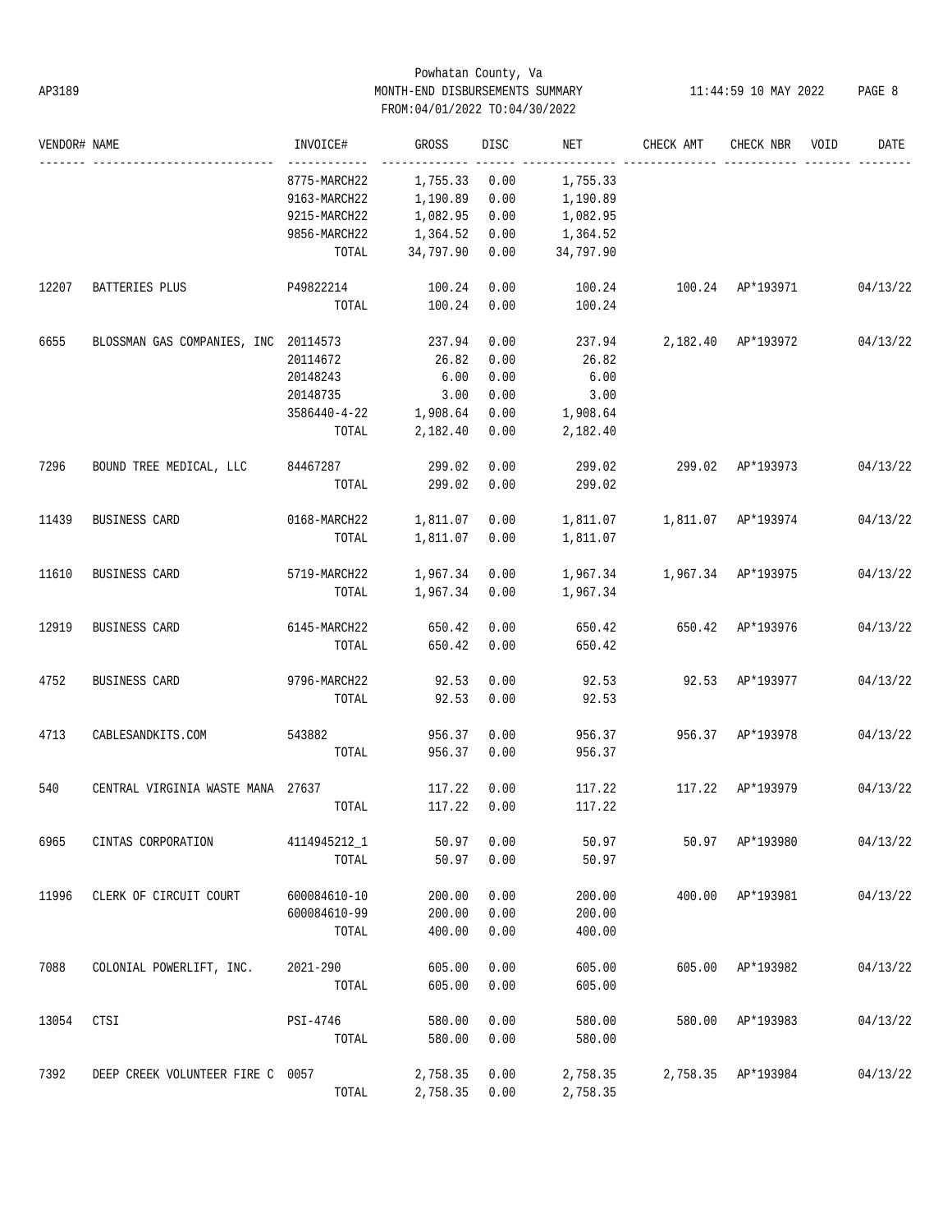Powhatan County, Va
AP3189 MONTH-END DISBURSEMENTS SUMMARY
FROM:04/01/2022 TO:04/30/2022

| VENDOR# | NAME | INVOICE# | GROSS | DISC | NET | CHECK AMT | CHECK NBR | VOID | DATE |
|---|---|---|---|---|---|---|---|---|---|
| | | 8775-MARCH22 | 1,755.33 | 0.00 | 1,755.33 | | | | |
| | | 9163-MARCH22 | 1,190.89 | 0.00 | 1,190.89 | | | | |
| | | 9215-MARCH22 | 1,082.95 | 0.00 | 1,082.95 | | | | |
| | | 9856-MARCH22 | 1,364.52 | 0.00 | 1,364.52 | | | | |
| | | TOTAL | 34,797.90 | 0.00 | 34,797.90 | | | | |
| 12207 | BATTERIES PLUS | P49822214 | 100.24 | 0.00 | 100.24 | 100.24 | AP*193971 | | 04/13/22 |
| | | TOTAL | 100.24 | 0.00 | 100.24 | | | | |
| 6655 | BLOSSMAN GAS COMPANIES, INC | 20114573 | 237.94 | 0.00 | 237.94 | 2,182.40 | AP*193972 | | 04/13/22 |
| | | 20114672 | 26.82 | 0.00 | 26.82 | | | | |
| | | 20148243 | 6.00 | 0.00 | 6.00 | | | | |
| | | 20148735 | 3.00 | 0.00 | 3.00 | | | | |
| | | 3586440-4-22 | 1,908.64 | 0.00 | 1,908.64 | | | | |
| | | TOTAL | 2,182.40 | 0.00 | 2,182.40 | | | | |
| 7296 | BOUND TREE MEDICAL, LLC | 84467287 | 299.02 | 0.00 | 299.02 | 299.02 | AP*193973 | | 04/13/22 |
| | | TOTAL | 299.02 | 0.00 | 299.02 | | | | |
| 11439 | BUSINESS CARD | 0168-MARCH22 | 1,811.07 | 0.00 | 1,811.07 | 1,811.07 | AP*193974 | | 04/13/22 |
| | | TOTAL | 1,811.07 | 0.00 | 1,811.07 | | | | |
| 11610 | BUSINESS CARD | 5719-MARCH22 | 1,967.34 | 0.00 | 1,967.34 | 1,967.34 | AP*193975 | | 04/13/22 |
| | | TOTAL | 1,967.34 | 0.00 | 1,967.34 | | | | |
| 12919 | BUSINESS CARD | 6145-MARCH22 | 650.42 | 0.00 | 650.42 | 650.42 | AP*193976 | | 04/13/22 |
| | | TOTAL | 650.42 | 0.00 | 650.42 | | | | |
| 4752 | BUSINESS CARD | 9796-MARCH22 | 92.53 | 0.00 | 92.53 | 92.53 | AP*193977 | | 04/13/22 |
| | | TOTAL | 92.53 | 0.00 | 92.53 | | | | |
| 4713 | CABLESANDKITS.COM | 543882 | 956.37 | 0.00 | 956.37 | 956.37 | AP*193978 | | 04/13/22 |
| | | TOTAL | 956.37 | 0.00 | 956.37 | | | | |
| 540 | CENTRAL VIRGINIA WASTE MANA | 27637 | 117.22 | 0.00 | 117.22 | 117.22 | AP*193979 | | 04/13/22 |
| | | TOTAL | 117.22 | 0.00 | 117.22 | | | | |
| 6965 | CINTAS CORPORATION | 4114945212_1 | 50.97 | 0.00 | 50.97 | 50.97 | AP*193980 | | 04/13/22 |
| | | TOTAL | 50.97 | 0.00 | 50.97 | | | | |
| 11996 | CLERK OF CIRCUIT COURT | 600084610-10 | 200.00 | 0.00 | 200.00 | 400.00 | AP*193981 | | 04/13/22 |
| | | 600084610-99 | 200.00 | 0.00 | 200.00 | | | | |
| | | TOTAL | 400.00 | 0.00 | 400.00 | | | | |
| 7088 | COLONIAL POWERLIFT, INC. | 2021-290 | 605.00 | 0.00 | 605.00 | 605.00 | AP*193982 | | 04/13/22 |
| | | TOTAL | 605.00 | 0.00 | 605.00 | | | | |
| 13054 | CTSI | PSI-4746 | 580.00 | 0.00 | 580.00 | 580.00 | AP*193983 | | 04/13/22 |
| | | TOTAL | 580.00 | 0.00 | 580.00 | | | | |
| 7392 | DEEP CREEK VOLUNTEER FIRE C | 0057 | 2,758.35 | 0.00 | 2,758.35 | 2,758.35 | AP*193984 | | 04/13/22 |
| | | TOTAL | 2,758.35 | 0.00 | 2,758.35 | | | | |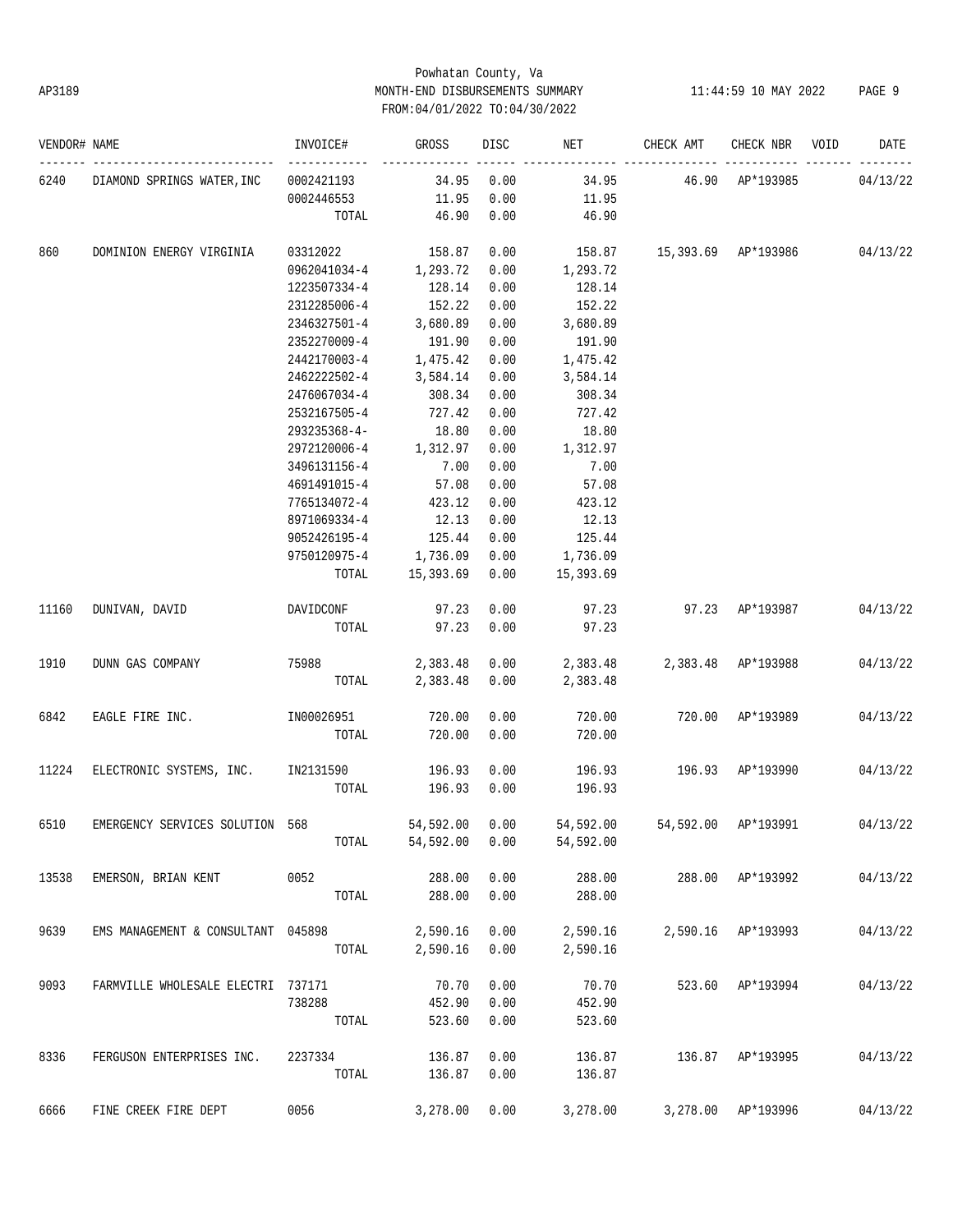Powhatan County, Va
AP3189 MONTH-END DISBURSEMENTS SUMMARY 11:44:59 10 MAY 2022
FROM:04/01/2022 TO:04/30/2022

| VENDOR# | NAME | INVOICE# | GROSS | DISC | NET | CHECK AMT | CHECK NBR | VOID | DATE |
|---|---|---|---|---|---|---|---|---|---|
| 6240 | DIAMOND SPRINGS WATER,INC | 0002421193 | 34.95 | 0.00 | 34.95 | 46.90 | AP*193985 | | 04/13/22 |
| | | 0002446553 | 11.95 | 0.00 | 11.95 | | | | |
| | | TOTAL | 46.90 | 0.00 | 46.90 | | | | |
| 860 | DOMINION ENERGY VIRGINIA | 03312022 | 158.87 | 0.00 | 158.87 | 15,393.69 | AP*193986 | | 04/13/22 |
| | | 0962041034-4 | 1,293.72 | 0.00 | 1,293.72 | | | | |
| | | 1223507334-4 | 128.14 | 0.00 | 128.14 | | | | |
| | | 2312285006-4 | 152.22 | 0.00 | 152.22 | | | | |
| | | 2346327501-4 | 3,680.89 | 0.00 | 3,680.89 | | | | |
| | | 2352270009-4 | 191.90 | 0.00 | 191.90 | | | | |
| | | 2442170003-4 | 1,475.42 | 0.00 | 1,475.42 | | | | |
| | | 2462222502-4 | 3,584.14 | 0.00 | 3,584.14 | | | | |
| | | 2476067034-4 | 308.34 | 0.00 | 308.34 | | | | |
| | | 2532167505-4 | 727.42 | 0.00 | 727.42 | | | | |
| | | 293235368-4- | 18.80 | 0.00 | 18.80 | | | | |
| | | 2972120006-4 | 1,312.97 | 0.00 | 1,312.97 | | | | |
| | | 3496131156-4 | 7.00 | 0.00 | 7.00 | | | | |
| | | 4691491015-4 | 57.08 | 0.00 | 57.08 | | | | |
| | | 7765134072-4 | 423.12 | 0.00 | 423.12 | | | | |
| | | 8971069334-4 | 12.13 | 0.00 | 12.13 | | | | |
| | | 9052426195-4 | 125.44 | 0.00 | 125.44 | | | | |
| | | 9750120975-4 | 1,736.09 | 0.00 | 1,736.09 | | | | |
| | | TOTAL | 15,393.69 | 0.00 | 15,393.69 | | | | |
| 11160 | DUNIVAN, DAVID | DAVIDCONF | 97.23 | 0.00 | 97.23 | 97.23 | AP*193987 | | 04/13/22 |
| | | TOTAL | 97.23 | 0.00 | 97.23 | | | | |
| 1910 | DUNN GAS COMPANY | 75988 | 2,383.48 | 0.00 | 2,383.48 | 2,383.48 | AP*193988 | | 04/13/22 |
| | | TOTAL | 2,383.48 | 0.00 | 2,383.48 | | | | |
| 6842 | EAGLE FIRE INC. | IN00026951 | 720.00 | 0.00 | 720.00 | 720.00 | AP*193989 | | 04/13/22 |
| | | TOTAL | 720.00 | 0.00 | 720.00 | | | | |
| 11224 | ELECTRONIC SYSTEMS, INC. | IN2131590 | 196.93 | 0.00 | 196.93 | 196.93 | AP*193990 | | 04/13/22 |
| | | TOTAL | 196.93 | 0.00 | 196.93 | | | | |
| 6510 | EMERGENCY SERVICES SOLUTION | 568 | 54,592.00 | 0.00 | 54,592.00 | 54,592.00 | AP*193991 | | 04/13/22 |
| | | TOTAL | 54,592.00 | 0.00 | 54,592.00 | | | | |
| 13538 | EMERSON, BRIAN KENT | 0052 | 288.00 | 0.00 | 288.00 | 288.00 | AP*193992 | | 04/13/22 |
| | | TOTAL | 288.00 | 0.00 | 288.00 | | | | |
| 9639 | EMS MANAGEMENT & CONSULTANT | 045898 | 2,590.16 | 0.00 | 2,590.16 | 2,590.16 | AP*193993 | | 04/13/22 |
| | | TOTAL | 2,590.16 | 0.00 | 2,590.16 | | | | |
| 9093 | FARMVILLE WHOLESALE ELECTRI | 737171 | 70.70 | 0.00 | 70.70 | 523.60 | AP*193994 | | 04/13/22 |
| | | 738288 | 452.90 | 0.00 | 452.90 | | | | |
| | | TOTAL | 523.60 | 0.00 | 523.60 | | | | |
| 8336 | FERGUSON ENTERPRISES INC. | 2237334 | 136.87 | 0.00 | 136.87 | 136.87 | AP*193995 | | 04/13/22 |
| | | TOTAL | 136.87 | 0.00 | 136.87 | | | | |
| 6666 | FINE CREEK FIRE DEPT | 0056 | 3,278.00 | 0.00 | 3,278.00 | 3,278.00 | AP*193996 | | 04/13/22 |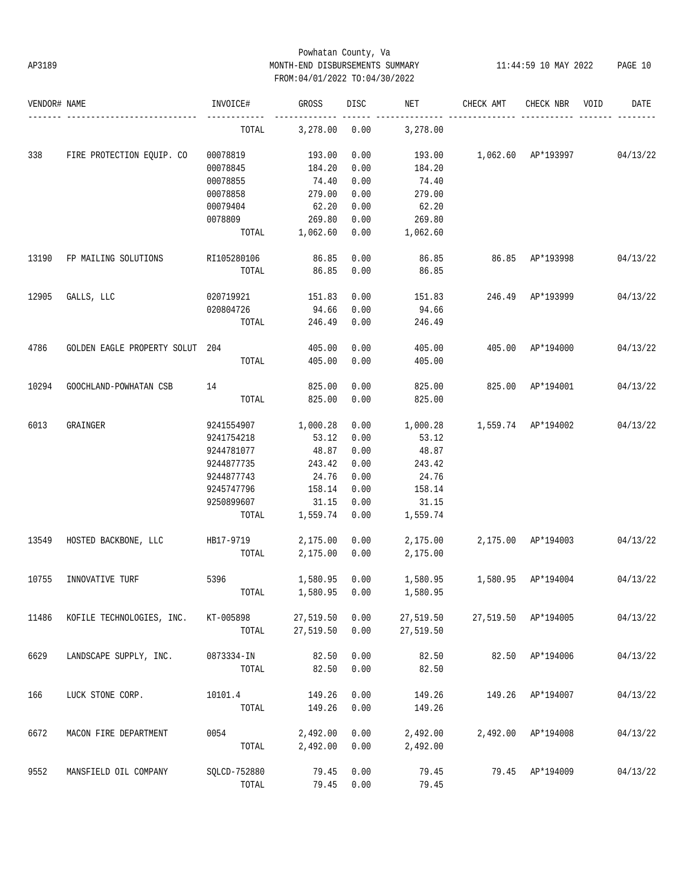Powhatan County, Va
AP3189 MONTH-END DISBURSEMENTS SUMMARY 11:44:59 10 MAY 2022
FROM:04/01/2022 TO:04/30/2022

| VENDOR# | NAME | INVOICE# | GROSS | DISC | NET | CHECK AMT | CHECK NBR | VOID | DATE |
|---|---|---|---|---|---|---|---|---|---|
| | | TOTAL | 3,278.00 | 0.00 | 3,278.00 | | | | |
| 338 | FIRE PROTECTION EQUIP. CO | 00078819 | 193.00 | 0.00 | 193.00 | 1,062.60 | AP*193997 | | 04/13/22 |
| | | 00078845 | 184.20 | 0.00 | 184.20 | | | | |
| | | 00078855 | 74.40 | 0.00 | 74.40 | | | | |
| | | 00078858 | 279.00 | 0.00 | 279.00 | | | | |
| | | 00079404 | 62.20 | 0.00 | 62.20 | | | | |
| | | 0078809 | 269.80 | 0.00 | 269.80 | | | | |
| | | TOTAL | 1,062.60 | 0.00 | 1,062.60 | | | | |
| 13190 | FP MAILING SOLUTIONS | RI105280106 | 86.85 | 0.00 | 86.85 | 86.85 | AP*193998 | | 04/13/22 |
| | | TOTAL | 86.85 | 0.00 | 86.85 | | | | |
| 12905 | GALLS, LLC | 020719921 | 151.83 | 0.00 | 151.83 | 246.49 | AP*193999 | | 04/13/22 |
| | | 020804726 | 94.66 | 0.00 | 94.66 | | | | |
| | | TOTAL | 246.49 | 0.00 | 246.49 | | | | |
| 4786 | GOLDEN EAGLE PROPERTY SOLUT | 204 | 405.00 | 0.00 | 405.00 | 405.00 | AP*194000 | | 04/13/22 |
| | | TOTAL | 405.00 | 0.00 | 405.00 | | | | |
| 10294 | GOOCHLAND-POWHATAN CSB | 14 | 825.00 | 0.00 | 825.00 | 825.00 | AP*194001 | | 04/13/22 |
| | | TOTAL | 825.00 | 0.00 | 825.00 | | | | |
| 6013 | GRAINGER | 9241554907 | 1,000.28 | 0.00 | 1,000.28 | 1,559.74 | AP*194002 | | 04/13/22 |
| | | 9241754218 | 53.12 | 0.00 | 53.12 | | | | |
| | | 9244781077 | 48.87 | 0.00 | 48.87 | | | | |
| | | 9244877735 | 243.42 | 0.00 | 243.42 | | | | |
| | | 9244877743 | 24.76 | 0.00 | 24.76 | | | | |
| | | 9245747796 | 158.14 | 0.00 | 158.14 | | | | |
| | | 9250899607 | 31.15 | 0.00 | 31.15 | | | | |
| | | TOTAL | 1,559.74 | 0.00 | 1,559.74 | | | | |
| 13549 | HOSTED BACKBONE, LLC | HB17-9719 | 2,175.00 | 0.00 | 2,175.00 | 2,175.00 | AP*194003 | | 04/13/22 |
| | | TOTAL | 2,175.00 | 0.00 | 2,175.00 | | | | |
| 10755 | INNOVATIVE TURF | 5396 | 1,580.95 | 0.00 | 1,580.95 | 1,580.95 | AP*194004 | | 04/13/22 |
| | | TOTAL | 1,580.95 | 0.00 | 1,580.95 | | | | |
| 11486 | KOFILE TECHNOLOGIES, INC. | KT-005898 | 27,519.50 | 0.00 | 27,519.50 | 27,519.50 | AP*194005 | | 04/13/22 |
| | | TOTAL | 27,519.50 | 0.00 | 27,519.50 | | | | |
| 6629 | LANDSCAPE SUPPLY, INC. | 0873334-IN | 82.50 | 0.00 | 82.50 | 82.50 | AP*194006 | | 04/13/22 |
| | | TOTAL | 82.50 | 0.00 | 82.50 | | | | |
| 166 | LUCK STONE CORP. | 10101.4 | 149.26 | 0.00 | 149.26 | 149.26 | AP*194007 | | 04/13/22 |
| | | TOTAL | 149.26 | 0.00 | 149.26 | | | | |
| 6672 | MACON FIRE DEPARTMENT | 0054 | 2,492.00 | 0.00 | 2,492.00 | 2,492.00 | AP*194008 | | 04/13/22 |
| | | TOTAL | 2,492.00 | 0.00 | 2,492.00 | | | | |
| 9552 | MANSFIELD OIL COMPANY | SQLCD-752880 | 79.45 | 0.00 | 79.45 | 79.45 | AP*194009 | | 04/13/22 |
| | | TOTAL | 79.45 | 0.00 | 79.45 | | | | |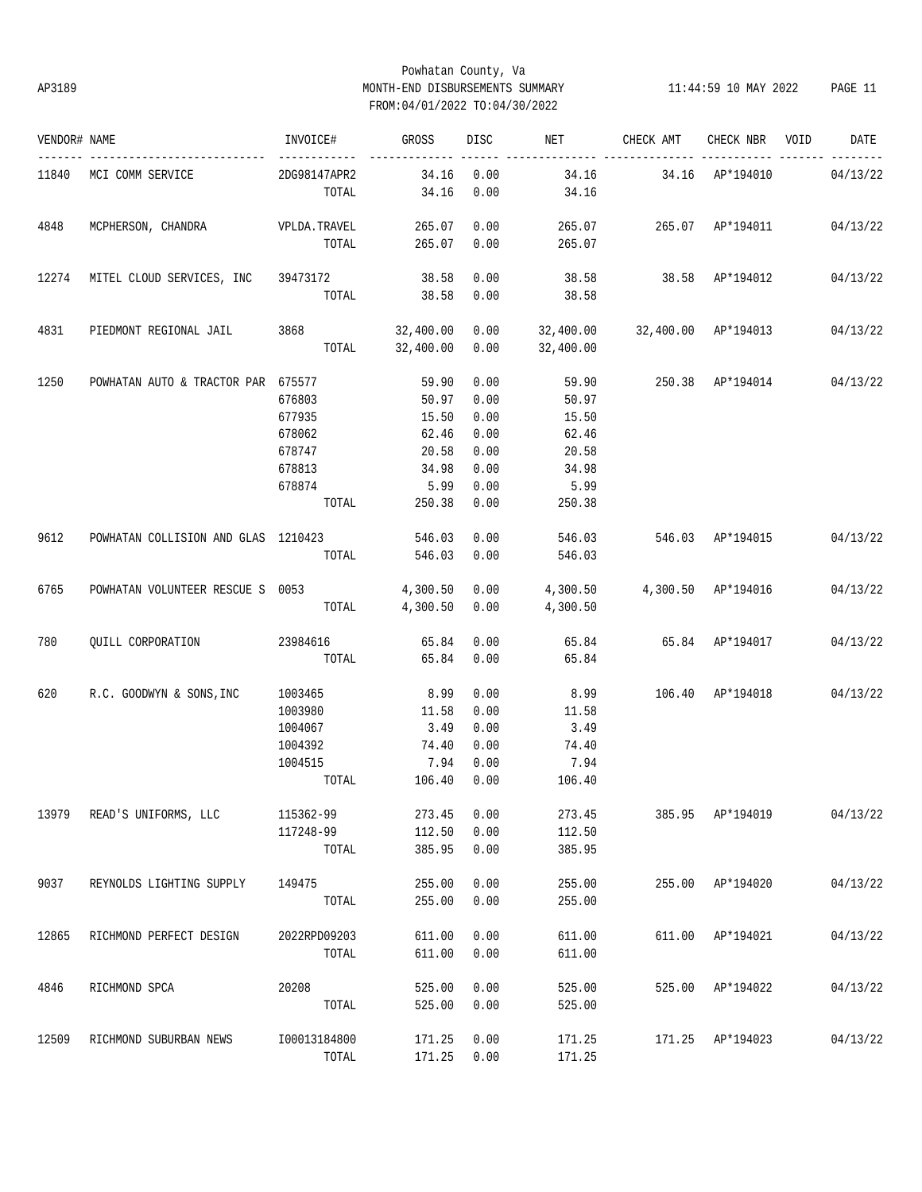Powhatan County, Va
MONTH-END DISBURSEMENTS SUMMARY
FROM:04/01/2022 TO:04/30/2022

AP3189 — 11:44:59 10 MAY 2022

| VENDOR# | NAME | INVOICE# | GROSS | DISC | NET | CHECK AMT | CHECK NBR | VOID | DATE |
|---|---|---|---|---|---|---|---|---|---|
| 11840 | MCI COMM SERVICE | 2DG98147APR2 | 34.16 | 0.00 | 34.16 | 34.16 | AP*194010 | | 04/13/22 |
| | | TOTAL | 34.16 | 0.00 | 34.16 | | | | |
| 4848 | MCPHERSON, CHANDRA | VPLDA.TRAVEL | 265.07 | 0.00 | 265.07 | 265.07 | AP*194011 | | 04/13/22 |
| | | TOTAL | 265.07 | 0.00 | 265.07 | | | | |
| 12274 | MITEL CLOUD SERVICES, INC | 39473172 | 38.58 | 0.00 | 38.58 | 38.58 | AP*194012 | | 04/13/22 |
| | | TOTAL | 38.58 | 0.00 | 38.58 | | | | |
| 4831 | PIEDMONT REGIONAL JAIL | 3868 | 32,400.00 | 0.00 | 32,400.00 | 32,400.00 | AP*194013 | | 04/13/22 |
| | | TOTAL | 32,400.00 | 0.00 | 32,400.00 | | | | |
| 1250 | POWHATAN AUTO & TRACTOR PAR | 675577 | 59.90 | 0.00 | 59.90 | 250.38 | AP*194014 | | 04/13/22 |
| | | 676803 | 50.97 | 0.00 | 50.97 | | | | |
| | | 677935 | 15.50 | 0.00 | 15.50 | | | | |
| | | 678062 | 62.46 | 0.00 | 62.46 | | | | |
| | | 678747 | 20.58 | 0.00 | 20.58 | | | | |
| | | 678813 | 34.98 | 0.00 | 34.98 | | | | |
| | | 678874 | 5.99 | 0.00 | 5.99 | | | | |
| | | TOTAL | 250.38 | 0.00 | 250.38 | | | | |
| 9612 | POWHATAN COLLISION AND GLAS | 1210423 | 546.03 | 0.00 | 546.03 | 546.03 | AP*194015 | | 04/13/22 |
| | | TOTAL | 546.03 | 0.00 | 546.03 | | | | |
| 6765 | POWHATAN VOLUNTEER RESCUE S | 0053 | 4,300.50 | 0.00 | 4,300.50 | 4,300.50 | AP*194016 | | 04/13/22 |
| | | TOTAL | 4,300.50 | 0.00 | 4,300.50 | | | | |
| 780 | QUILL CORPORATION | 23984616 | 65.84 | 0.00 | 65.84 | 65.84 | AP*194017 | | 04/13/22 |
| | | TOTAL | 65.84 | 0.00 | 65.84 | | | | |
| 620 | R.C. GOODWYN & SONS,INC | 1003465 | 8.99 | 0.00 | 8.99 | 106.40 | AP*194018 | | 04/13/22 |
| | | 1003980 | 11.58 | 0.00 | 11.58 | | | | |
| | | 1004067 | 3.49 | 0.00 | 3.49 | | | | |
| | | 1004392 | 74.40 | 0.00 | 74.40 | | | | |
| | | 1004515 | 7.94 | 0.00 | 7.94 | | | | |
| | | TOTAL | 106.40 | 0.00 | 106.40 | | | | |
| 13979 | READ'S UNIFORMS, LLC | 115362-99 | 273.45 | 0.00 | 273.45 | 385.95 | AP*194019 | | 04/13/22 |
| | | 117248-99 | 112.50 | 0.00 | 112.50 | | | | |
| | | TOTAL | 385.95 | 0.00 | 385.95 | | | | |
| 9037 | REYNOLDS LIGHTING SUPPLY | 149475 | 255.00 | 0.00 | 255.00 | 255.00 | AP*194020 | | 04/13/22 |
| | | TOTAL | 255.00 | 0.00 | 255.00 | | | | |
| 12865 | RICHMOND PERFECT DESIGN | 2022RPD09203 | 611.00 | 0.00 | 611.00 | 611.00 | AP*194021 | | 04/13/22 |
| | | TOTAL | 611.00 | 0.00 | 611.00 | | | | |
| 4846 | RICHMOND SPCA | 20208 | 525.00 | 0.00 | 525.00 | 525.00 | AP*194022 | | 04/13/22 |
| | | TOTAL | 525.00 | 0.00 | 525.00 | | | | |
| 12509 | RICHMOND SUBURBAN NEWS | I00013184800 | 171.25 | 0.00 | 171.25 | 171.25 | AP*194023 | | 04/13/22 |
| | | TOTAL | 171.25 | 0.00 | 171.25 | | | | |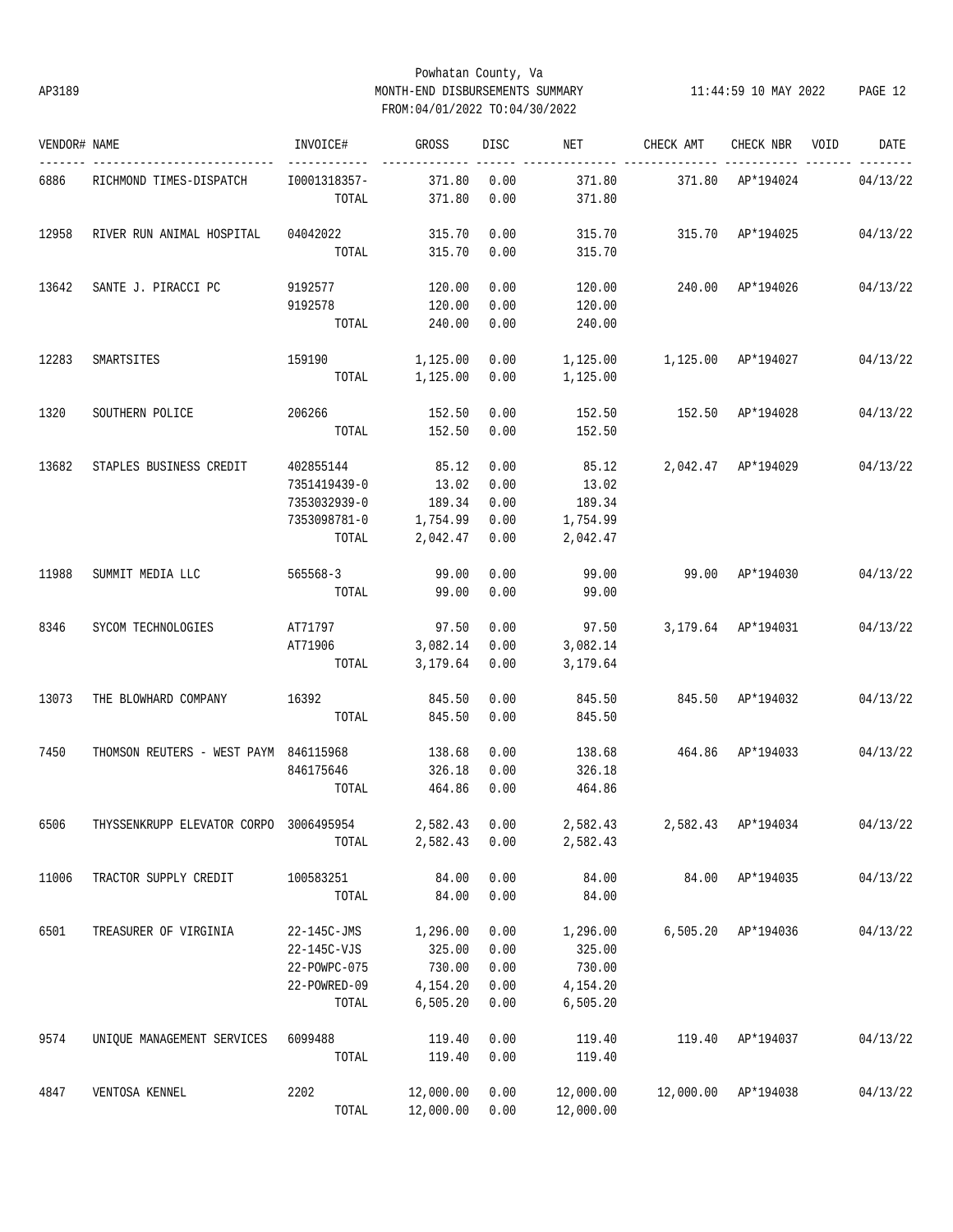Powhatan County, Va

AP3189 MONTH-END DISBURSEMENTS SUMMARY 11:44:59 10 MAY 2022

FROM:04/01/2022 TO:04/30/2022

| VENDOR# | NAME | INVOICE# | GROSS | DISC | NET | CHECK AMT | CHECK NBR | VOID | DATE |
|---|---|---|---|---|---|---|---|---|---|
| 6886 | RICHMOND TIMES-DISPATCH | I0001318357- | 371.80 | 0.00 | 371.80 | 371.80 | AP*194024 | | 04/13/22 |
| | | TOTAL | 371.80 | 0.00 | 371.80 | | | | |
| 12958 | RIVER RUN ANIMAL HOSPITAL | 04042022 | 315.70 | 0.00 | 315.70 | 315.70 | AP*194025 | | 04/13/22 |
| | | TOTAL | 315.70 | 0.00 | 315.70 | | | | |
| 13642 | SANTE J. PIRACCI PC | 9192577 | 120.00 | 0.00 | 120.00 | 240.00 | AP*194026 | | 04/13/22 |
| | | 9192578 | 120.00 | 0.00 | 120.00 | | | | |
| | | TOTAL | 240.00 | 0.00 | 240.00 | | | | |
| 12283 | SMARTSITES | 159190 | 1,125.00 | 0.00 | 1,125.00 | 1,125.00 | AP*194027 | | 04/13/22 |
| | | TOTAL | 1,125.00 | 0.00 | 1,125.00 | | | | |
| 1320 | SOUTHERN POLICE | 206266 | 152.50 | 0.00 | 152.50 | 152.50 | AP*194028 | | 04/13/22 |
| | | TOTAL | 152.50 | 0.00 | 152.50 | | | | |
| 13682 | STAPLES BUSINESS CREDIT | 402855144 | 85.12 | 0.00 | 85.12 | 2,042.47 | AP*194029 | | 04/13/22 |
| | | 7351419439-0 | 13.02 | 0.00 | 13.02 | | | | |
| | | 7353032939-0 | 189.34 | 0.00 | 189.34 | | | | |
| | | 7353098781-0 | 1,754.99 | 0.00 | 1,754.99 | | | | |
| | | TOTAL | 2,042.47 | 0.00 | 2,042.47 | | | | |
| 11988 | SUMMIT MEDIA LLC | 565568-3 | 99.00 | 0.00 | 99.00 | 99.00 | AP*194030 | | 04/13/22 |
| | | TOTAL | 99.00 | 0.00 | 99.00 | | | | |
| 8346 | SYCOM TECHNOLOGIES | AT71797 | 97.50 | 0.00 | 97.50 | 3,179.64 | AP*194031 | | 04/13/22 |
| | | AT71906 | 3,082.14 | 0.00 | 3,082.14 | | | | |
| | | TOTAL | 3,179.64 | 0.00 | 3,179.64 | | | | |
| 13073 | THE BLOWHARD COMPANY | 16392 | 845.50 | 0.00 | 845.50 | 845.50 | AP*194032 | | 04/13/22 |
| | | TOTAL | 845.50 | 0.00 | 845.50 | | | | |
| 7450 | THOMSON REUTERS - WEST PAYM | 846115968 | 138.68 | 0.00 | 138.68 | 464.86 | AP*194033 | | 04/13/22 |
| | | 846175646 | 326.18 | 0.00 | 326.18 | | | | |
| | | TOTAL | 464.86 | 0.00 | 464.86 | | | | |
| 6506 | THYSSENKRUPP ELEVATOR CORPO | 3006495954 | 2,582.43 | 0.00 | 2,582.43 | 2,582.43 | AP*194034 | | 04/13/22 |
| | | TOTAL | 2,582.43 | 0.00 | 2,582.43 | | | | |
| 11006 | TRACTOR SUPPLY CREDIT | 100583251 | 84.00 | 0.00 | 84.00 | 84.00 | AP*194035 | | 04/13/22 |
| | | TOTAL | 84.00 | 0.00 | 84.00 | | | | |
| 6501 | TREASURER OF VIRGINIA | 22-145C-JMS | 1,296.00 | 0.00 | 1,296.00 | 6,505.20 | AP*194036 | | 04/13/22 |
| | | 22-145C-VJS | 325.00 | 0.00 | 325.00 | | | | |
| | | 22-POWPC-075 | 730.00 | 0.00 | 730.00 | | | | |
| | | 22-POWRED-09 | 4,154.20 | 0.00 | 4,154.20 | | | | |
| | | TOTAL | 6,505.20 | 0.00 | 6,505.20 | | | | |
| 9574 | UNIQUE MANAGEMENT SERVICES | 6099488 | 119.40 | 0.00 | 119.40 | 119.40 | AP*194037 | | 04/13/22 |
| | | TOTAL | 119.40 | 0.00 | 119.40 | | | | |
| 4847 | VENTOSA KENNEL | 2202 | 12,000.00 | 0.00 | 12,000.00 | 12,000.00 | AP*194038 | | 04/13/22 |
| | | TOTAL | 12,000.00 | 0.00 | 12,000.00 | | | | |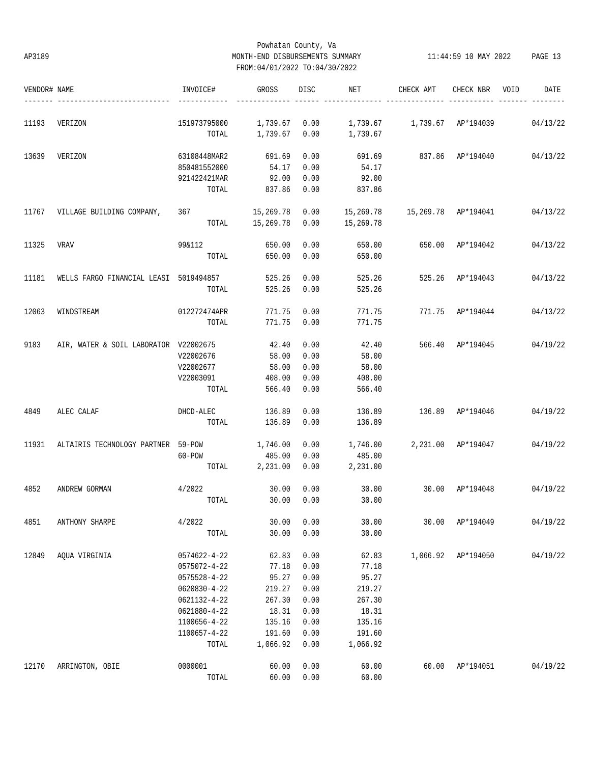Powhatan County, Va

AP3189 MONTH-END DISBURSEMENTS SUMMARY 11:44:59 10 MAY 2022

FROM:04/01/2022 TO:04/30/2022

| VENDOR# | NAME | INVOICE# | GROSS | DISC | NET | CHECK AMT | CHECK NBR | VOID | DATE |
|---|---|---|---|---|---|---|---|---|---|
| 11193 | VERIZON | 151973795000 | 1,739.67 | 0.00 | 1,739.67 | 1,739.67 | AP*194039 | | 04/13/22 |
| | | TOTAL | 1,739.67 | 0.00 | 1,739.67 | | | | |
| 13639 | VERIZON | 63108448MAR2 | 691.69 | 0.00 | 691.69 | 837.86 | AP*194040 | | 04/13/22 |
| | | 850481552000 | 54.17 | 0.00 | 54.17 | | | | |
| | | 921422421MAR | 92.00 | 0.00 | 92.00 | | | | |
| | | TOTAL | 837.86 | 0.00 | 837.86 | | | | |
| 11767 | VILLAGE BUILDING COMPANY, | 367 | 15,269.78 | 0.00 | 15,269.78 | 15,269.78 | AP*194041 | | 04/13/22 |
| | | TOTAL | 15,269.78 | 0.00 | 15,269.78 | | | | |
| 11325 | VRAV | 99&112 | 650.00 | 0.00 | 650.00 | 650.00 | AP*194042 | | 04/13/22 |
| | | TOTAL | 650.00 | 0.00 | 650.00 | | | | |
| 11181 | WELLS FARGO FINANCIAL LEASI | 5019494857 | 525.26 | 0.00 | 525.26 | 525.26 | AP*194043 | | 04/13/22 |
| | | TOTAL | 525.26 | 0.00 | 525.26 | | | | |
| 12063 | WINDSTREAM | 012272474APR | 771.75 | 0.00 | 771.75 | 771.75 | AP*194044 | | 04/13/22 |
| | | TOTAL | 771.75 | 0.00 | 771.75 | | | | |
| 9183 | AIR, WATER & SOIL LABORATOR | V22002675 | 42.40 | 0.00 | 42.40 | 566.40 | AP*194045 | | 04/19/22 |
| | | V22002676 | 58.00 | 0.00 | 58.00 | | | | |
| | | V22002677 | 58.00 | 0.00 | 58.00 | | | | |
| | | V22003091 | 408.00 | 0.00 | 408.00 | | | | |
| | | TOTAL | 566.40 | 0.00 | 566.40 | | | | |
| 4849 | ALEC CALAF | DHCD-ALEC | 136.89 | 0.00 | 136.89 | 136.89 | AP*194046 | | 04/19/22 |
| | | TOTAL | 136.89 | 0.00 | 136.89 | | | | |
| 11931 | ALTAIRIS TECHNOLOGY PARTNER | 59-POW | 1,746.00 | 0.00 | 1,746.00 | 2,231.00 | AP*194047 | | 04/19/22 |
| | | 60-POW | 485.00 | 0.00 | 485.00 | | | | |
| | | TOTAL | 2,231.00 | 0.00 | 2,231.00 | | | | |
| 4852 | ANDREW GORMAN | 4/2022 | 30.00 | 0.00 | 30.00 | 30.00 | AP*194048 | | 04/19/22 |
| | | TOTAL | 30.00 | 0.00 | 30.00 | | | | |
| 4851 | ANTHONY SHARPE | 4/2022 | 30.00 | 0.00 | 30.00 | 30.00 | AP*194049 | | 04/19/22 |
| | | TOTAL | 30.00 | 0.00 | 30.00 | | | | |
| 12849 | AQUA VIRGINIA | 0574622-4-22 | 62.83 | 0.00 | 62.83 | 1,066.92 | AP*194050 | | 04/19/22 |
| | | 0575072-4-22 | 77.18 | 0.00 | 77.18 | | | | |
| | | 0575528-4-22 | 95.27 | 0.00 | 95.27 | | | | |
| | | 0620830-4-22 | 219.27 | 0.00 | 219.27 | | | | |
| | | 0621132-4-22 | 267.30 | 0.00 | 267.30 | | | | |
| | | 0621880-4-22 | 18.31 | 0.00 | 18.31 | | | | |
| | | 1100656-4-22 | 135.16 | 0.00 | 135.16 | | | | |
| | | 1100657-4-22 | 191.60 | 0.00 | 191.60 | | | | |
| | | TOTAL | 1,066.92 | 0.00 | 1,066.92 | | | | |
| 12170 | ARRINGTON, OBIE | 0000001 | 60.00 | 0.00 | 60.00 | 60.00 | AP*194051 | | 04/19/22 |
| | | TOTAL | 60.00 | 0.00 | 60.00 | | | | |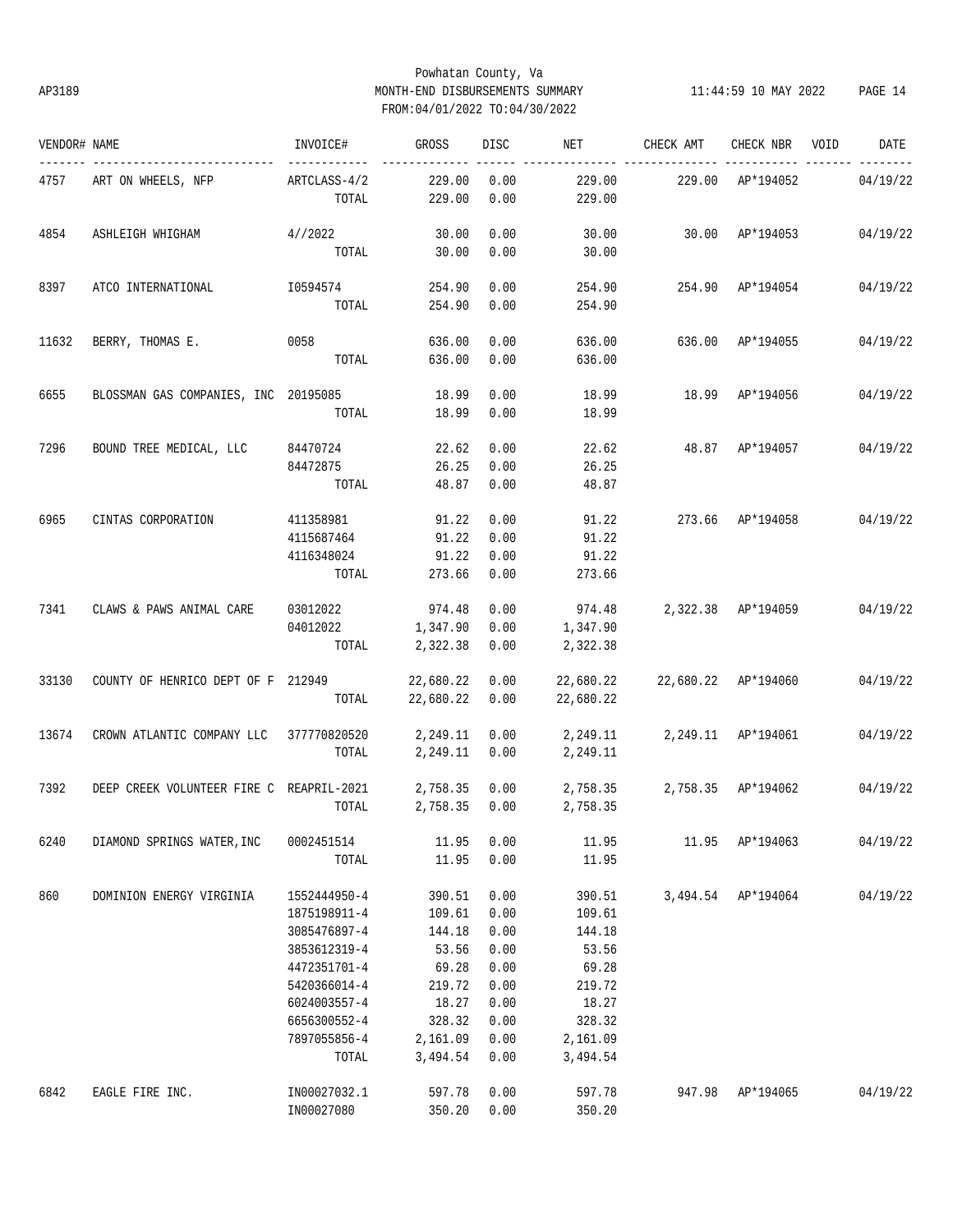Powhatan County, Va

AP3189 MONTH-END DISBURSEMENTS SUMMARY 11:44:59 10 MAY 2022

FROM:04/01/2022 TO:04/30/2022

| VENDOR# | NAME | INVOICE# | GROSS | DISC | NET | CHECK AMT | CHECK NBR | VOID | DATE |
|---|---|---|---|---|---|---|---|---|---|
| 4757 | ART ON WHEELS, NFP | ARTCLASS-4/2 | 229.00 | 0.00 | 229.00 | 229.00 | AP*194052 | | 04/19/22 |
| | | TOTAL | 229.00 | 0.00 | 229.00 | | | | |
| 4854 | ASHLEIGH WHIGHAM | 4//2022 | 30.00 | 0.00 | 30.00 | 30.00 | AP*194053 | | 04/19/22 |
| | | TOTAL | 30.00 | 0.00 | 30.00 | | | | |
| 8397 | ATCO INTERNATIONAL | I0594574 | 254.90 | 0.00 | 254.90 | 254.90 | AP*194054 | | 04/19/22 |
| | | TOTAL | 254.90 | 0.00 | 254.90 | | | | |
| 11632 | BERRY, THOMAS E. | 0058 | 636.00 | 0.00 | 636.00 | 636.00 | AP*194055 | | 04/19/22 |
| | | TOTAL | 636.00 | 0.00 | 636.00 | | | | |
| 6655 | BLOSSMAN GAS COMPANIES, INC | 20195085 | 18.99 | 0.00 | 18.99 | 18.99 | AP*194056 | | 04/19/22 |
| | | TOTAL | 18.99 | 0.00 | 18.99 | | | | |
| 7296 | BOUND TREE MEDICAL, LLC | 84470724 | 22.62 | 0.00 | 22.62 | 48.87 | AP*194057 | | 04/19/22 |
| | | 84472875 | 26.25 | 0.00 | 26.25 | | | | |
| | | TOTAL | 48.87 | 0.00 | 48.87 | | | | |
| 6965 | CINTAS CORPORATION | 411358981 | 91.22 | 0.00 | 91.22 | 273.66 | AP*194058 | | 04/19/22 |
| | | 4115687464 | 91.22 | 0.00 | 91.22 | | | | |
| | | 4116348024 | 91.22 | 0.00 | 91.22 | | | | |
| | | TOTAL | 273.66 | 0.00 | 273.66 | | | | |
| 7341 | CLAWS & PAWS ANIMAL CARE | 03012022 | 974.48 | 0.00 | 974.48 | 2,322.38 | AP*194059 | | 04/19/22 |
| | | 04012022 | 1,347.90 | 0.00 | 1,347.90 | | | | |
| | | TOTAL | 2,322.38 | 0.00 | 2,322.38 | | | | |
| 33130 | COUNTY OF HENRICO DEPT OF F | 212949 | 22,680.22 | 0.00 | 22,680.22 | 22,680.22 | AP*194060 | | 04/19/22 |
| | | TOTAL | 22,680.22 | 0.00 | 22,680.22 | | | | |
| 13674 | CROWN ATLANTIC COMPANY LLC | 377770820520 | 2,249.11 | 0.00 | 2,249.11 | 2,249.11 | AP*194061 | | 04/19/22 |
| | | TOTAL | 2,249.11 | 0.00 | 2,249.11 | | | | |
| 7392 | DEEP CREEK VOLUNTEER FIRE C | REAPRIL-2021 | 2,758.35 | 0.00 | 2,758.35 | 2,758.35 | AP*194062 | | 04/19/22 |
| | | TOTAL | 2,758.35 | 0.00 | 2,758.35 | | | | |
| 6240 | DIAMOND SPRINGS WATER,INC | 0002451514 | 11.95 | 0.00 | 11.95 | 11.95 | AP*194063 | | 04/19/22 |
| | | TOTAL | 11.95 | 0.00 | 11.95 | | | | |
| 860 | DOMINION ENERGY VIRGINIA | 1552444950-4 | 390.51 | 0.00 | 390.51 | 3,494.54 | AP*194064 | | 04/19/22 |
| | | 1875198911-4 | 109.61 | 0.00 | 109.61 | | | | |
| | | 3085476897-4 | 144.18 | 0.00 | 144.18 | | | | |
| | | 3853612319-4 | 53.56 | 0.00 | 53.56 | | | | |
| | | 4472351701-4 | 69.28 | 0.00 | 69.28 | | | | |
| | | 5420366014-4 | 219.72 | 0.00 | 219.72 | | | | |
| | | 6024003557-4 | 18.27 | 0.00 | 18.27 | | | | |
| | | 6656300552-4 | 328.32 | 0.00 | 328.32 | | | | |
| | | 7897055856-4 | 2,161.09 | 0.00 | 2,161.09 | | | | |
| | | TOTAL | 3,494.54 | 0.00 | 3,494.54 | | | | |
| 6842 | EAGLE FIRE INC. | IN00027032.1 | 597.78 | 0.00 | 597.78 | 947.98 | AP*194065 | | 04/19/22 |
| | | IN00027080 | 350.20 | 0.00 | 350.20 | | | | |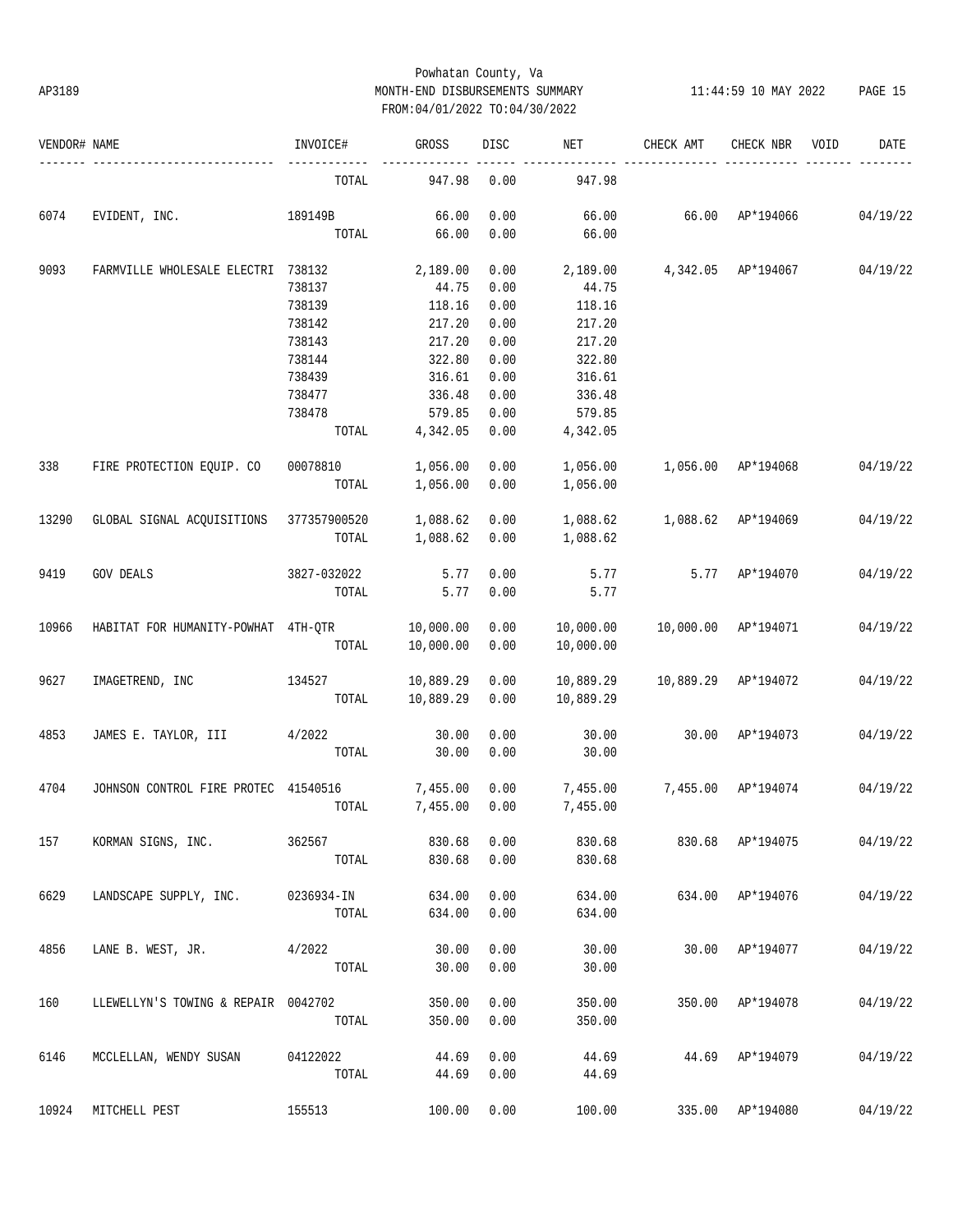Powhatan County, Va
AP3189 MONTH-END DISBURSEMENTS SUMMARY 11:44:59 10 MAY 2022
FROM:04/01/2022 TO:04/30/2022

| VENDOR# | NAME | INVOICE# | GROSS | DISC | NET | CHECK AMT | CHECK NBR | VOID | DATE |
|---|---|---|---|---|---|---|---|---|---|
| | | TOTAL | 947.98 | 0.00 | 947.98 | | | | |
| 6074 | EVIDENT, INC. | 189149B | 66.00 | 0.00 | 66.00 | 66.00 | AP*194066 | | 04/19/22 |
| | | TOTAL | 66.00 | 0.00 | 66.00 | | | | |
| 9093 | FARMVILLE WHOLESALE ELECTRI | 738132 | 2,189.00 | 0.00 | 2,189.00 | 4,342.05 | AP*194067 | | 04/19/22 |
| | | 738137 | 44.75 | 0.00 | 44.75 | | | | |
| | | 738139 | 118.16 | 0.00 | 118.16 | | | | |
| | | 738142 | 217.20 | 0.00 | 217.20 | | | | |
| | | 738143 | 217.20 | 0.00 | 217.20 | | | | |
| | | 738144 | 322.80 | 0.00 | 322.80 | | | | |
| | | 738439 | 316.61 | 0.00 | 316.61 | | | | |
| | | 738477 | 336.48 | 0.00 | 336.48 | | | | |
| | | 738478 | 579.85 | 0.00 | 579.85 | | | | |
| | | TOTAL | 4,342.05 | 0.00 | 4,342.05 | | | | |
| 338 | FIRE PROTECTION EQUIP. CO | 00078810 | 1,056.00 | 0.00 | 1,056.00 | 1,056.00 | AP*194068 | | 04/19/22 |
| | | TOTAL | 1,056.00 | 0.00 | 1,056.00 | | | | |
| 13290 | GLOBAL SIGNAL ACQUISITIONS | 377357900520 | 1,088.62 | 0.00 | 1,088.62 | 1,088.62 | AP*194069 | | 04/19/22 |
| | | TOTAL | 1,088.62 | 0.00 | 1,088.62 | | | | |
| 9419 | GOV DEALS | 3827-032022 | 5.77 | 0.00 | 5.77 | 5.77 | AP*194070 | | 04/19/22 |
| | | TOTAL | 5.77 | 0.00 | 5.77 | | | | |
| 10966 | HABITAT FOR HUMANITY-POWHAT | 4TH-QTR | 10,000.00 | 0.00 | 10,000.00 | 10,000.00 | AP*194071 | | 04/19/22 |
| | | TOTAL | 10,000.00 | 0.00 | 10,000.00 | | | | |
| 9627 | IMAGETREND, INC | 134527 | 10,889.29 | 0.00 | 10,889.29 | 10,889.29 | AP*194072 | | 04/19/22 |
| | | TOTAL | 10,889.29 | 0.00 | 10,889.29 | | | | |
| 4853 | JAMES E. TAYLOR, III | 4/2022 | 30.00 | 0.00 | 30.00 | 30.00 | AP*194073 | | 04/19/22 |
| | | TOTAL | 30.00 | 0.00 | 30.00 | | | | |
| 4704 | JOHNSON CONTROL FIRE PROTEC | 41540516 | 7,455.00 | 0.00 | 7,455.00 | 7,455.00 | AP*194074 | | 04/19/22 |
| | | TOTAL | 7,455.00 | 0.00 | 7,455.00 | | | | |
| 157 | KORMAN SIGNS, INC. | 362567 | 830.68 | 0.00 | 830.68 | 830.68 | AP*194075 | | 04/19/22 |
| | | TOTAL | 830.68 | 0.00 | 830.68 | | | | |
| 6629 | LANDSCAPE SUPPLY, INC. | 0236934-IN | 634.00 | 0.00 | 634.00 | 634.00 | AP*194076 | | 04/19/22 |
| | | TOTAL | 634.00 | 0.00 | 634.00 | | | | |
| 4856 | LANE B. WEST, JR. | 4/2022 | 30.00 | 0.00 | 30.00 | 30.00 | AP*194077 | | 04/19/22 |
| | | TOTAL | 30.00 | 0.00 | 30.00 | | | | |
| 160 | LLEWELLYN'S TOWING & REPAIR | 0042702 | 350.00 | 0.00 | 350.00 | 350.00 | AP*194078 | | 04/19/22 |
| | | TOTAL | 350.00 | 0.00 | 350.00 | | | | |
| 6146 | MCCLELLAN, WENDY SUSAN | 04122022 | 44.69 | 0.00 | 44.69 | 44.69 | AP*194079 | | 04/19/22 |
| | | TOTAL | 44.69 | 0.00 | 44.69 | | | | |
| 10924 | MITCHELL PEST | 155513 | 100.00 | 0.00 | 100.00 | 335.00 | AP*194080 | | 04/19/22 |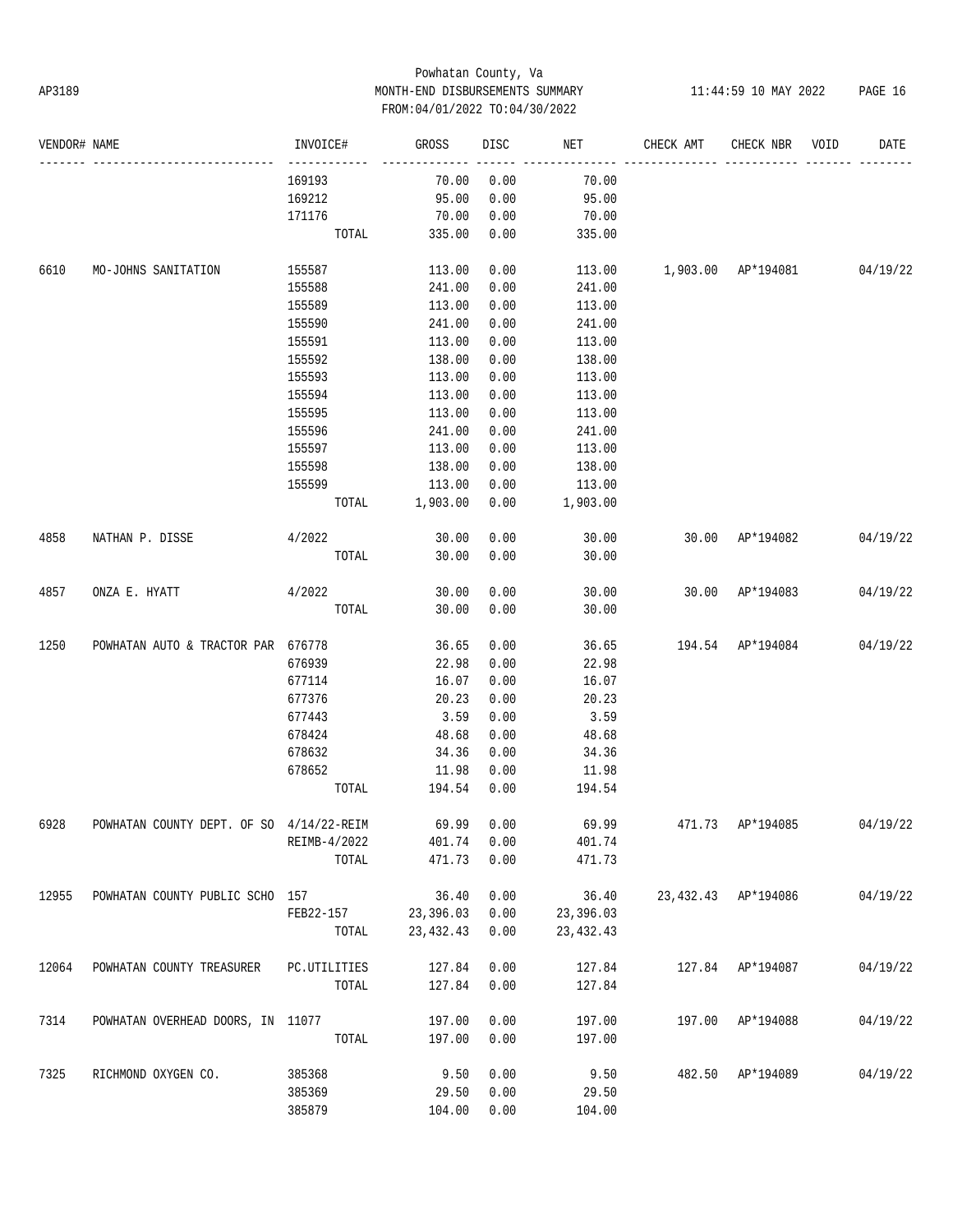Powhatan County, Va
AP3189 MONTH-END DISBURSEMENTS SUMMARY
FROM:04/01/2022 TO:04/30/2022

| VENDOR# | NAME | INVOICE# | GROSS | DISC | NET | CHECK AMT | CHECK NBR | VOID | DATE |
|---|---|---|---|---|---|---|---|---|---|
| | | 169193 | 70.00 | 0.00 | 70.00 | | | | |
| | | 169212 | 95.00 | 0.00 | 95.00 | | | | |
| | | 171176 | 70.00 | 0.00 | 70.00 | | | | |
| | | TOTAL | 335.00 | 0.00 | 335.00 | | | | |
| 6610 | MO-JOHNS SANITATION | 155587 | 113.00 | 0.00 | 113.00 | 1,903.00 | AP*194081 | | 04/19/22 |
| | | 155588 | 241.00 | 0.00 | 241.00 | | | | |
| | | 155589 | 113.00 | 0.00 | 113.00 | | | | |
| | | 155590 | 241.00 | 0.00 | 241.00 | | | | |
| | | 155591 | 113.00 | 0.00 | 113.00 | | | | |
| | | 155592 | 138.00 | 0.00 | 138.00 | | | | |
| | | 155593 | 113.00 | 0.00 | 113.00 | | | | |
| | | 155594 | 113.00 | 0.00 | 113.00 | | | | |
| | | 155595 | 113.00 | 0.00 | 113.00 | | | | |
| | | 155596 | 241.00 | 0.00 | 241.00 | | | | |
| | | 155597 | 113.00 | 0.00 | 113.00 | | | | |
| | | 155598 | 138.00 | 0.00 | 138.00 | | | | |
| | | 155599 | 113.00 | 0.00 | 113.00 | | | | |
| | | TOTAL | 1,903.00 | 0.00 | 1,903.00 | | | | |
| 4858 | NATHAN P. DISSE | 4/2022 | 30.00 | 0.00 | 30.00 | 30.00 | AP*194082 | | 04/19/22 |
| | | TOTAL | 30.00 | 0.00 | 30.00 | | | | |
| 4857 | ONZA E. HYATT | 4/2022 | 30.00 | 0.00 | 30.00 | 30.00 | AP*194083 | | 04/19/22 |
| | | TOTAL | 30.00 | 0.00 | 30.00 | | | | |
| 1250 | POWHATAN AUTO & TRACTOR PAR | 676778 | 36.65 | 0.00 | 36.65 | 194.54 | AP*194084 | | 04/19/22 |
| | | 676939 | 22.98 | 0.00 | 22.98 | | | | |
| | | 677114 | 16.07 | 0.00 | 16.07 | | | | |
| | | 677376 | 20.23 | 0.00 | 20.23 | | | | |
| | | 677443 | 3.59 | 0.00 | 3.59 | | | | |
| | | 678424 | 48.68 | 0.00 | 48.68 | | | | |
| | | 678632 | 34.36 | 0.00 | 34.36 | | | | |
| | | 678652 | 11.98 | 0.00 | 11.98 | | | | |
| | | TOTAL | 194.54 | 0.00 | 194.54 | | | | |
| 6928 | POWHATAN COUNTY DEPT. OF SO | 4/14/22-REIM | 69.99 | 0.00 | 69.99 | 471.73 | AP*194085 | | 04/19/22 |
| | | REIMB-4/2022 | 401.74 | 0.00 | 401.74 | | | | |
| | | TOTAL | 471.73 | 0.00 | 471.73 | | | | |
| 12955 | POWHATAN COUNTY PUBLIC SCHO | 157 | 36.40 | 0.00 | 36.40 | 23,432.43 | AP*194086 | | 04/19/22 |
| | | FEB22-157 | 23,396.03 | 0.00 | 23,396.03 | | | | |
| | | TOTAL | 23,432.43 | 0.00 | 23,432.43 | | | | |
| 12064 | POWHATAN COUNTY TREASURER | PC.UTILITIES | 127.84 | 0.00 | 127.84 | 127.84 | AP*194087 | | 04/19/22 |
| | | TOTAL | 127.84 | 0.00 | 127.84 | | | | |
| 7314 | POWHATAN OVERHEAD DOORS, IN | 11077 | 197.00 | 0.00 | 197.00 | 197.00 | AP*194088 | | 04/19/22 |
| | | TOTAL | 197.00 | 0.00 | 197.00 | | | | |
| 7325 | RICHMOND OXYGEN CO. | 385368 | 9.50 | 0.00 | 9.50 | 482.50 | AP*194089 | | 04/19/22 |
| | | 385369 | 29.50 | 0.00 | 29.50 | | | | |
| | | 385879 | 104.00 | 0.00 | 104.00 | | | | |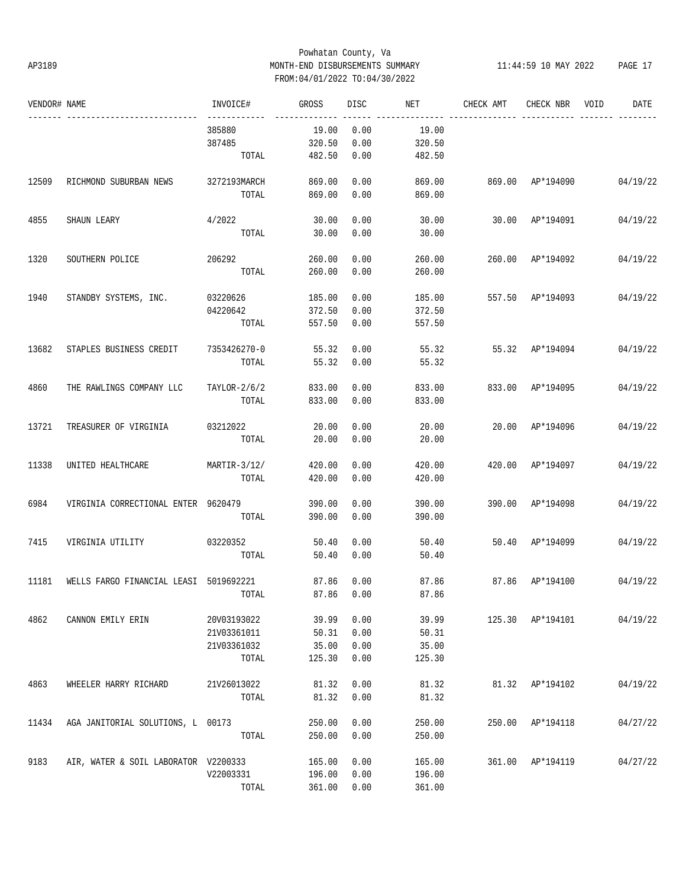Powhatan County, Va
AP3189 MONTH-END DISBURSEMENTS SUMMARY 11:44:59 10 MAY 2022
FROM:04/01/2022 TO:04/30/2022

| VENDOR# | NAME | INVOICE# | GROSS | DISC | NET | CHECK AMT | CHECK NBR | VOID | DATE |
|---|---|---|---|---|---|---|---|---|---|
| | | 385880 | 19.00 | 0.00 | 19.00 | | | | |
| | | 387485 | 320.50 | 0.00 | 320.50 | | | | |
| | | TOTAL | 482.50 | 0.00 | 482.50 | | | | |
| 12509 | RICHMOND SUBURBAN NEWS | 3272193MARCH | 869.00 | 0.00 | 869.00 | 869.00 | AP*194090 | | 04/19/22 |
| | | TOTAL | 869.00 | 0.00 | 869.00 | | | | |
| 4855 | SHAUN LEARY | 4/2022 | 30.00 | 0.00 | 30.00 | 30.00 | AP*194091 | | 04/19/22 |
| | | TOTAL | 30.00 | 0.00 | 30.00 | | | | |
| 1320 | SOUTHERN POLICE | 206292 | 260.00 | 0.00 | 260.00 | 260.00 | AP*194092 | | 04/19/22 |
| | | TOTAL | 260.00 | 0.00 | 260.00 | | | | |
| 1940 | STANDBY SYSTEMS, INC. | 03220626 | 185.00 | 0.00 | 185.00 | 557.50 | AP*194093 | | 04/19/22 |
| | | 04220642 | 372.50 | 0.00 | 372.50 | | | | |
| | | TOTAL | 557.50 | 0.00 | 557.50 | | | | |
| 13682 | STAPLES BUSINESS CREDIT | 7353426270-0 | 55.32 | 0.00 | 55.32 | 55.32 | AP*194094 | | 04/19/22 |
| | | TOTAL | 55.32 | 0.00 | 55.32 | | | | |
| 4860 | THE RAWLINGS COMPANY LLC | TAYLOR-2/6/2 | 833.00 | 0.00 | 833.00 | 833.00 | AP*194095 | | 04/19/22 |
| | | TOTAL | 833.00 | 0.00 | 833.00 | | | | |
| 13721 | TREASURER OF VIRGINIA | 03212022 | 20.00 | 0.00 | 20.00 | 20.00 | AP*194096 | | 04/19/22 |
| | | TOTAL | 20.00 | 0.00 | 20.00 | | | | |
| 11338 | UNITED HEALTHCARE | MARTIR-3/12/ | 420.00 | 0.00 | 420.00 | 420.00 | AP*194097 | | 04/19/22 |
| | | TOTAL | 420.00 | 0.00 | 420.00 | | | | |
| 6984 | VIRGINIA CORRECTIONAL ENTER | 9620479 | 390.00 | 0.00 | 390.00 | 390.00 | AP*194098 | | 04/19/22 |
| | | TOTAL | 390.00 | 0.00 | 390.00 | | | | |
| 7415 | VIRGINIA UTILITY | 03220352 | 50.40 | 0.00 | 50.40 | 50.40 | AP*194099 | | 04/19/22 |
| | | TOTAL | 50.40 | 0.00 | 50.40 | | | | |
| 11181 | WELLS FARGO FINANCIAL LEASI | 5019692221 | 87.86 | 0.00 | 87.86 | 87.86 | AP*194100 | | 04/19/22 |
| | | TOTAL | 87.86 | 0.00 | 87.86 | | | | |
| 4862 | CANNON EMILY ERIN | 20V03193022 | 39.99 | 0.00 | 39.99 | 125.30 | AP*194101 | | 04/19/22 |
| | | 21V03361011 | 50.31 | 0.00 | 50.31 | | | | |
| | | 21V03361032 | 35.00 | 0.00 | 35.00 | | | | |
| | | TOTAL | 125.30 | 0.00 | 125.30 | | | | |
| 4863 | WHEELER HARRY RICHARD | 21V26013022 | 81.32 | 0.00 | 81.32 | 81.32 | AP*194102 | | 04/19/22 |
| | | TOTAL | 81.32 | 0.00 | 81.32 | | | | |
| 11434 | AGA JANITORIAL SOLUTIONS, L | 00173 | 250.00 | 0.00 | 250.00 | 250.00 | AP*194118 | | 04/27/22 |
| | | TOTAL | 250.00 | 0.00 | 250.00 | | | | |
| 9183 | AIR, WATER & SOIL LABORATOR | V2200333 | 165.00 | 0.00 | 165.00 | 361.00 | AP*194119 | | 04/27/22 |
| | | V22003331 | 196.00 | 0.00 | 196.00 | | | | |
| | | TOTAL | 361.00 | 0.00 | 361.00 | | | | |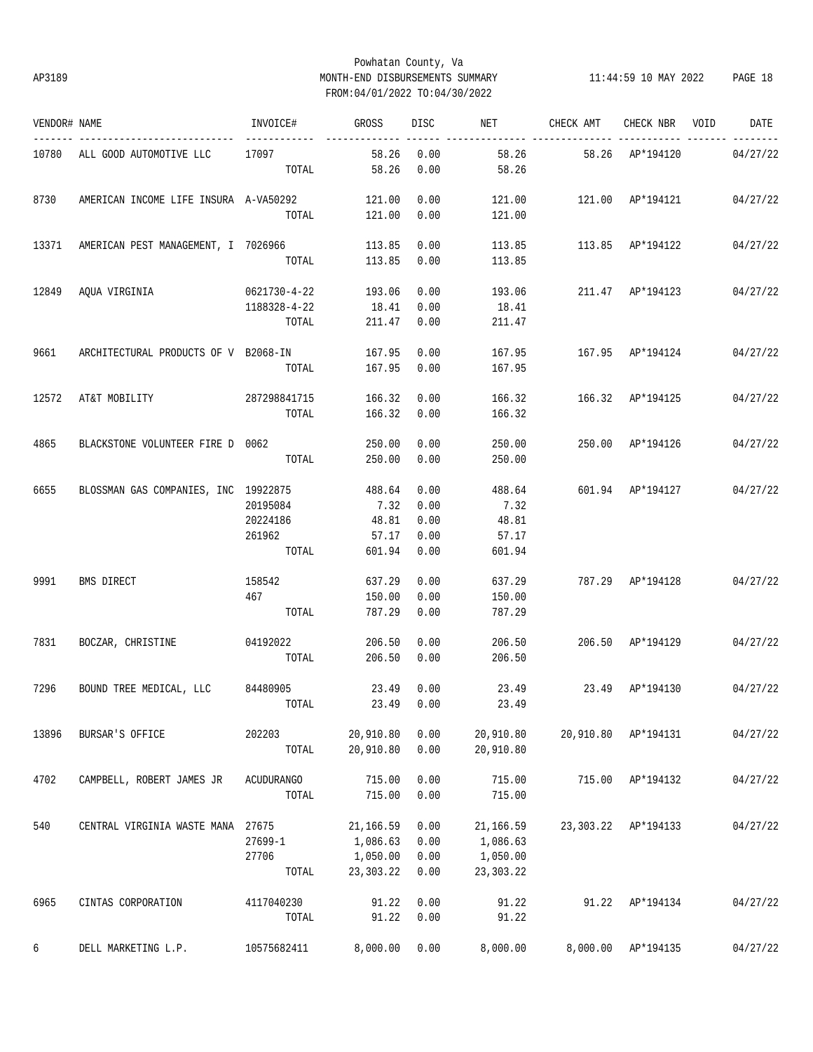Powhatan County, Va

AP3189 MONTH-END DISBURSEMENTS SUMMARY 11:44:59 10 MAY 2022

FROM:04/01/2022 TO:04/30/2022

| VENDOR# | NAME | INVOICE# | GROSS | DISC | NET | CHECK AMT | CHECK NBR | VOID | DATE |
|---|---|---|---|---|---|---|---|---|---|
| 10780 | ALL GOOD AUTOMOTIVE LLC | 17097 | 58.26 | 0.00 | 58.26 | 58.26 | AP*194120 | | 04/27/22 |
| | | TOTAL | 58.26 | 0.00 | 58.26 | | | | |
| 8730 | AMERICAN INCOME LIFE INSURA | A-VA50292 | 121.00 | 0.00 | 121.00 | 121.00 | AP*194121 | | 04/27/22 |
| | | TOTAL | 121.00 | 0.00 | 121.00 | | | | |
| 13371 | AMERICAN PEST MANAGEMENT, I | 7026966 | 113.85 | 0.00 | 113.85 | 113.85 | AP*194122 | | 04/27/22 |
| | | TOTAL | 113.85 | 0.00 | 113.85 | | | | |
| 12849 | AQUA VIRGINIA | 0621730-4-22 | 193.06 | 0.00 | 193.06 | 211.47 | AP*194123 | | 04/27/22 |
| | | 1188328-4-22 | 18.41 | 0.00 | 18.41 | | | | |
| | | TOTAL | 211.47 | 0.00 | 211.47 | | | | |
| 9661 | ARCHITECTURAL PRODUCTS OF V | B2068-IN | 167.95 | 0.00 | 167.95 | 167.95 | AP*194124 | | 04/27/22 |
| | | TOTAL | 167.95 | 0.00 | 167.95 | | | | |
| 12572 | AT&T MOBILITY | 287298841715 | 166.32 | 0.00 | 166.32 | 166.32 | AP*194125 | | 04/27/22 |
| | | TOTAL | 166.32 | 0.00 | 166.32 | | | | |
| 4865 | BLACKSTONE VOLUNTEER FIRE D | 0062 | 250.00 | 0.00 | 250.00 | 250.00 | AP*194126 | | 04/27/22 |
| | | TOTAL | 250.00 | 0.00 | 250.00 | | | | |
| 6655 | BLOSSMAN GAS COMPANIES, INC | 19922875 | 488.64 | 0.00 | 488.64 | 601.94 | AP*194127 | | 04/27/22 |
| | | 20195084 | 7.32 | 0.00 | 7.32 | | | | |
| | | 20224186 | 48.81 | 0.00 | 48.81 | | | | |
| | | 261962 | 57.17 | 0.00 | 57.17 | | | | |
| | | TOTAL | 601.94 | 0.00 | 601.94 | | | | |
| 9991 | BMS DIRECT | 158542 | 637.29 | 0.00 | 637.29 | 787.29 | AP*194128 | | 04/27/22 |
| | | 467 | 150.00 | 0.00 | 150.00 | | | | |
| | | TOTAL | 787.29 | 0.00 | 787.29 | | | | |
| 7831 | BOCZAR, CHRISTINE | 04192022 | 206.50 | 0.00 | 206.50 | 206.50 | AP*194129 | | 04/27/22 |
| | | TOTAL | 206.50 | 0.00 | 206.50 | | | | |
| 7296 | BOUND TREE MEDICAL, LLC | 84480905 | 23.49 | 0.00 | 23.49 | 23.49 | AP*194130 | | 04/27/22 |
| | | TOTAL | 23.49 | 0.00 | 23.49 | | | | |
| 13896 | BURSAR'S OFFICE | 202203 | 20,910.80 | 0.00 | 20,910.80 | 20,910.80 | AP*194131 | | 04/27/22 |
| | | TOTAL | 20,910.80 | 0.00 | 20,910.80 | | | | |
| 4702 | CAMPBELL, ROBERT JAMES JR | ACUDURANGO | 715.00 | 0.00 | 715.00 | 715.00 | AP*194132 | | 04/27/22 |
| | | TOTAL | 715.00 | 0.00 | 715.00 | | | | |
| 540 | CENTRAL VIRGINIA WASTE MANA | 27675 | 21,166.59 | 0.00 | 21,166.59 | 23,303.22 | AP*194133 | | 04/27/22 |
| | | 27699-1 | 1,086.63 | 0.00 | 1,086.63 | | | | |
| | | 27706 | 1,050.00 | 0.00 | 1,050.00 | | | | |
| | | TOTAL | 23,303.22 | 0.00 | 23,303.22 | | | | |
| 6965 | CINTAS CORPORATION | 4117040230 | 91.22 | 0.00 | 91.22 | 91.22 | AP*194134 | | 04/27/22 |
| | | TOTAL | 91.22 | 0.00 | 91.22 | | | | |
| 6 | DELL MARKETING L.P. | 10575682411 | 8,000.00 | 0.00 | 8,000.00 | 8,000.00 | AP*194135 | | 04/27/22 |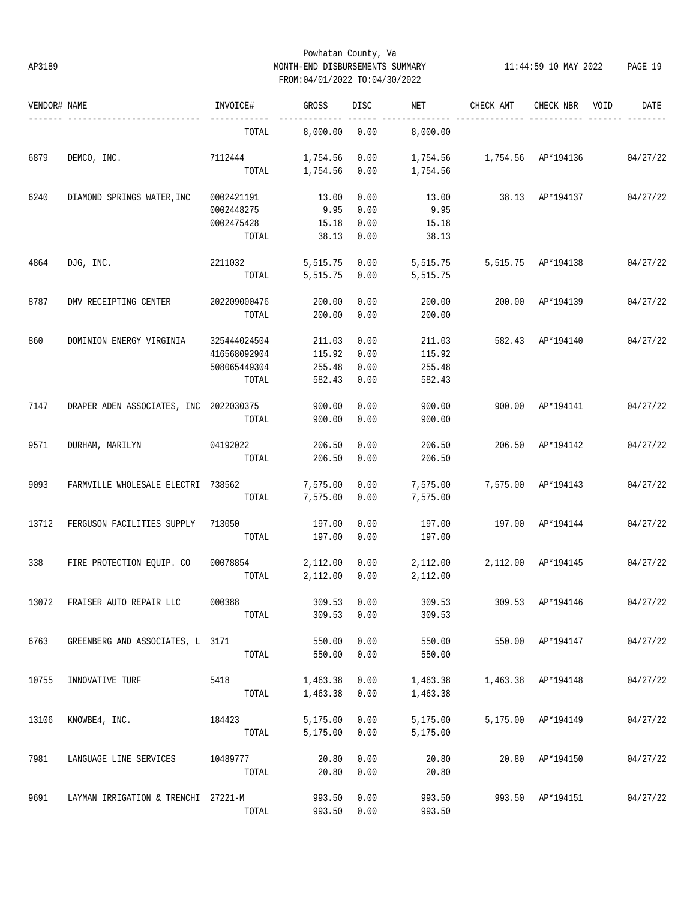Powhatan County, Va

AP3189 MONTH-END DISBURSEMENTS SUMMARY 11:44:59 10 MAY 2022

FROM:04/01/2022 TO:04/30/2022

| VENDOR# | NAME | INVOICE# | GROSS | DISC | NET | CHECK AMT | CHECK NBR | VOID | DATE |
|---|---|---|---|---|---|---|---|---|---|
| | | TOTAL | 8,000.00 | 0.00 | 8,000.00 | | | | |
| 6879 | DEMCO, INC. | 7112444 | 1,754.56 | 0.00 | 1,754.56 | 1,754.56 | AP*194136 | | 04/27/22 |
| | | TOTAL | 1,754.56 | 0.00 | 1,754.56 | | | | |
| 6240 | DIAMOND SPRINGS WATER,INC | 0002421191 | 13.00 | 0.00 | 13.00 | 38.13 | AP*194137 | | 04/27/22 |
| | | 0002448275 | 9.95 | 0.00 | 9.95 | | | | |
| | | 0002475428 | 15.18 | 0.00 | 15.18 | | | | |
| | | TOTAL | 38.13 | 0.00 | 38.13 | | | | |
| 4864 | DJG, INC. | 2211032 | 5,515.75 | 0.00 | 5,515.75 | 5,515.75 | AP*194138 | | 04/27/22 |
| | | TOTAL | 5,515.75 | 0.00 | 5,515.75 | | | | |
| 8787 | DMV RECEIPTING CENTER | 202209000476 | 200.00 | 0.00 | 200.00 | 200.00 | AP*194139 | | 04/27/22 |
| | | TOTAL | 200.00 | 0.00 | 200.00 | | | | |
| 860 | DOMINION ENERGY VIRGINIA | 325444024504 | 211.03 | 0.00 | 211.03 | 582.43 | AP*194140 | | 04/27/22 |
| | | 416568092904 | 115.92 | 0.00 | 115.92 | | | | |
| | | 508065449304 | 255.48 | 0.00 | 255.48 | | | | |
| | | TOTAL | 582.43 | 0.00 | 582.43 | | | | |
| 7147 | DRAPER ADEN ASSOCIATES, INC | 2022030375 | 900.00 | 0.00 | 900.00 | 900.00 | AP*194141 | | 04/27/22 |
| | | TOTAL | 900.00 | 0.00 | 900.00 | | | | |
| 9571 | DURHAM, MARILYN | 04192022 | 206.50 | 0.00 | 206.50 | 206.50 | AP*194142 | | 04/27/22 |
| | | TOTAL | 206.50 | 0.00 | 206.50 | | | | |
| 9093 | FARMVILLE WHOLESALE ELECTRI | 738562 | 7,575.00 | 0.00 | 7,575.00 | 7,575.00 | AP*194143 | | 04/27/22 |
| | | TOTAL | 7,575.00 | 0.00 | 7,575.00 | | | | |
| 13712 | FERGUSON FACILITIES SUPPLY | 713050 | 197.00 | 0.00 | 197.00 | 197.00 | AP*194144 | | 04/27/22 |
| | | TOTAL | 197.00 | 0.00 | 197.00 | | | | |
| 338 | FIRE PROTECTION EQUIP. CO | 00078854 | 2,112.00 | 0.00 | 2,112.00 | 2,112.00 | AP*194145 | | 04/27/22 |
| | | TOTAL | 2,112.00 | 0.00 | 2,112.00 | | | | |
| 13072 | FRAISER AUTO REPAIR LLC | 000388 | 309.53 | 0.00 | 309.53 | 309.53 | AP*194146 | | 04/27/22 |
| | | TOTAL | 309.53 | 0.00 | 309.53 | | | | |
| 6763 | GREENBERG AND ASSOCIATES, L | 3171 | 550.00 | 0.00 | 550.00 | 550.00 | AP*194147 | | 04/27/22 |
| | | TOTAL | 550.00 | 0.00 | 550.00 | | | | |
| 10755 | INNOVATIVE TURF | 5418 | 1,463.38 | 0.00 | 1,463.38 | 1,463.38 | AP*194148 | | 04/27/22 |
| | | TOTAL | 1,463.38 | 0.00 | 1,463.38 | | | | |
| 13106 | KNOWBE4, INC. | 184423 | 5,175.00 | 0.00 | 5,175.00 | 5,175.00 | AP*194149 | | 04/27/22 |
| | | TOTAL | 5,175.00 | 0.00 | 5,175.00 | | | | |
| 7981 | LANGUAGE LINE SERVICES | 10489777 | 20.80 | 0.00 | 20.80 | 20.80 | AP*194150 | | 04/27/22 |
| | | TOTAL | 20.80 | 0.00 | 20.80 | | | | |
| 9691 | LAYMAN IRRIGATION & TRENCHI | 27221-M | 993.50 | 0.00 | 993.50 | 993.50 | AP*194151 | | 04/27/22 |
| | | TOTAL | 993.50 | 0.00 | 993.50 | | | | |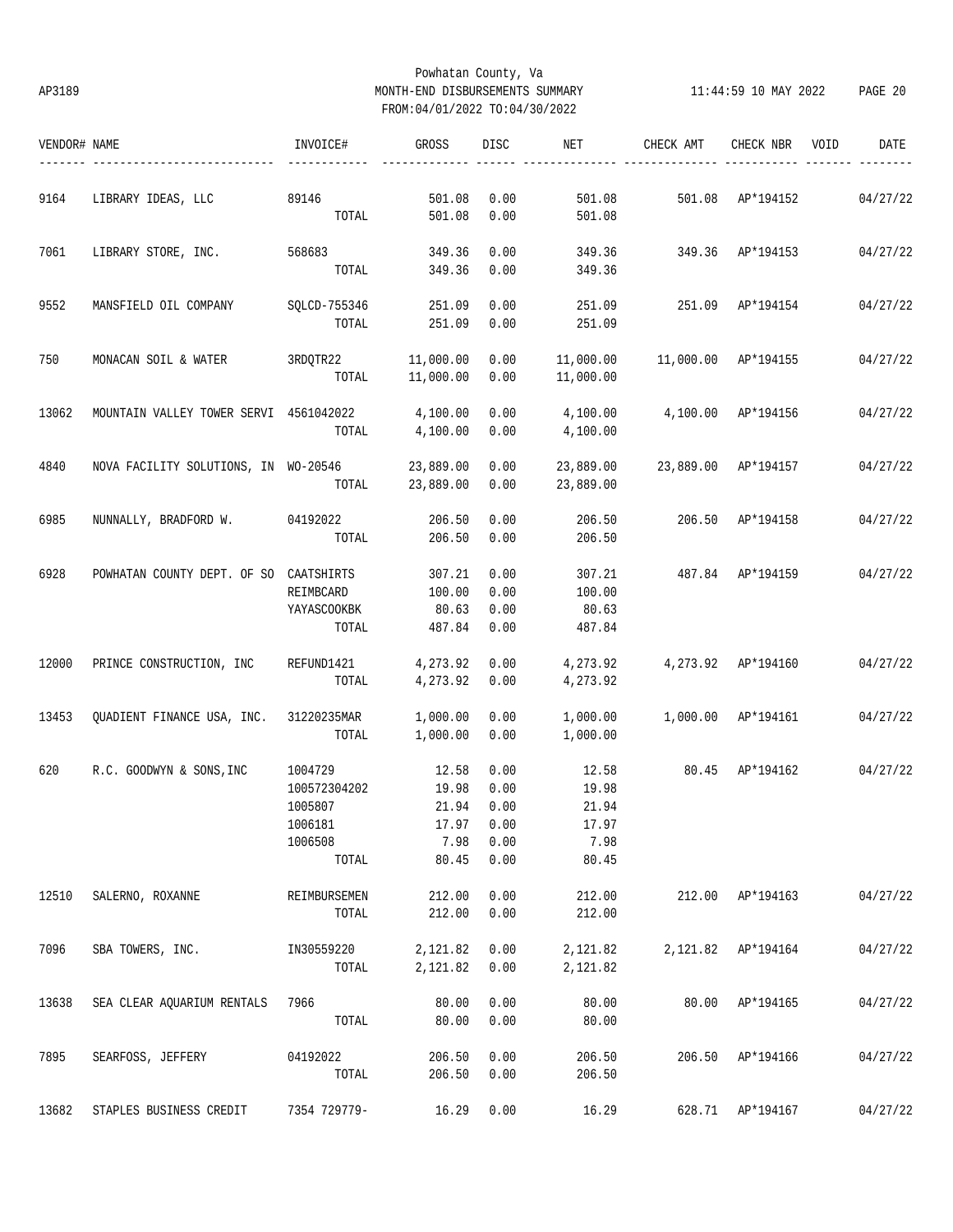Powhatan County, Va

AP3189 MONTH-END DISBURSEMENTS SUMMARY 11:44:59 10 MAY 2022

FROM:04/01/2022 TO:04/30/2022

| VENDOR# | NAME | INVOICE# | GROSS | DISC | NET | CHECK AMT | CHECK NBR | VOID | DATE |
|---|---|---|---|---|---|---|---|---|---|
| 9164 | LIBRARY IDEAS, LLC | 89146 | 501.08 | 0.00 | 501.08 | 501.08 | AP*194152 | | 04/27/22 |
| | | TOTAL | 501.08 | 0.00 | 501.08 | | | | |
| 7061 | LIBRARY STORE, INC. | 568683 | 349.36 | 0.00 | 349.36 | 349.36 | AP*194153 | | 04/27/22 |
| | | TOTAL | 349.36 | 0.00 | 349.36 | | | | |
| 9552 | MANSFIELD OIL COMPANY | SQLCD-755346 | 251.09 | 0.00 | 251.09 | 251.09 | AP*194154 | | 04/27/22 |
| | | TOTAL | 251.09 | 0.00 | 251.09 | | | | |
| 750 | MONACAN SOIL & WATER | 3RDQTR22 | 11,000.00 | 0.00 | 11,000.00 | 11,000.00 | AP*194155 | | 04/27/22 |
| | | TOTAL | 11,000.00 | 0.00 | 11,000.00 | | | | |
| 13062 | MOUNTAIN VALLEY TOWER SERVI | 4561042022 | 4,100.00 | 0.00 | 4,100.00 | 4,100.00 | AP*194156 | | 04/27/22 |
| | | TOTAL | 4,100.00 | 0.00 | 4,100.00 | | | | |
| 4840 | NOVA FACILITY SOLUTIONS, IN | WO-20546 | 23,889.00 | 0.00 | 23,889.00 | 23,889.00 | AP*194157 | | 04/27/22 |
| | | TOTAL | 23,889.00 | 0.00 | 23,889.00 | | | | |
| 6985 | NUNNALLY, BRADFORD W. | 04192022 | 206.50 | 0.00 | 206.50 | 206.50 | AP*194158 | | 04/27/22 |
| | | TOTAL | 206.50 | 0.00 | 206.50 | | | | |
| 6928 | POWHATAN COUNTY DEPT. OF SO | CAATSHIRTS | 307.21 | 0.00 | 307.21 | 487.84 | AP*194159 | | 04/27/22 |
| | | REIMBCARD | 100.00 | 0.00 | 100.00 | | | | |
| | | YAYASCOOKBK | 80.63 | 0.00 | 80.63 | | | | |
| | | TOTAL | 487.84 | 0.00 | 487.84 | | | | |
| 12000 | PRINCE CONSTRUCTION, INC | REFUND1421 | 4,273.92 | 0.00 | 4,273.92 | 4,273.92 | AP*194160 | | 04/27/22 |
| | | TOTAL | 4,273.92 | 0.00 | 4,273.92 | | | | |
| 13453 | QUADIENT FINANCE USA, INC. | 31220235MAR | 1,000.00 | 0.00 | 1,000.00 | 1,000.00 | AP*194161 | | 04/27/22 |
| | | TOTAL | 1,000.00 | 0.00 | 1,000.00 | | | | |
| 620 | R.C. GOODWYN & SONS,INC | 1004729 | 12.58 | 0.00 | 12.58 | 80.45 | AP*194162 | | 04/27/22 |
| | | 100572304202 | 19.98 | 0.00 | 19.98 | | | | |
| | | 1005807 | 21.94 | 0.00 | 21.94 | | | | |
| | | 1006181 | 17.97 | 0.00 | 17.97 | | | | |
| | | 1006508 | 7.98 | 0.00 | 7.98 | | | | |
| | | TOTAL | 80.45 | 0.00 | 80.45 | | | | |
| 12510 | SALERNO, ROXANNE | REIMBURSEMEN | 212.00 | 0.00 | 212.00 | 212.00 | AP*194163 | | 04/27/22 |
| | | TOTAL | 212.00 | 0.00 | 212.00 | | | | |
| 7096 | SBA TOWERS, INC. | IN30559220 | 2,121.82 | 0.00 | 2,121.82 | 2,121.82 | AP*194164 | | 04/27/22 |
| | | TOTAL | 2,121.82 | 0.00 | 2,121.82 | | | | |
| 13638 | SEA CLEAR AQUARIUM RENTALS | 7966 | 80.00 | 0.00 | 80.00 | 80.00 | AP*194165 | | 04/27/22 |
| | | TOTAL | 80.00 | 0.00 | 80.00 | | | | |
| 7895 | SEARFOSS, JEFFERY | 04192022 | 206.50 | 0.00 | 206.50 | 206.50 | AP*194166 | | 04/27/22 |
| | | TOTAL | 206.50 | 0.00 | 206.50 | | | | |
| 13682 | STAPLES BUSINESS CREDIT | 7354 729779- | 16.29 | 0.00 | 16.29 | 628.71 | AP*194167 | | 04/27/22 |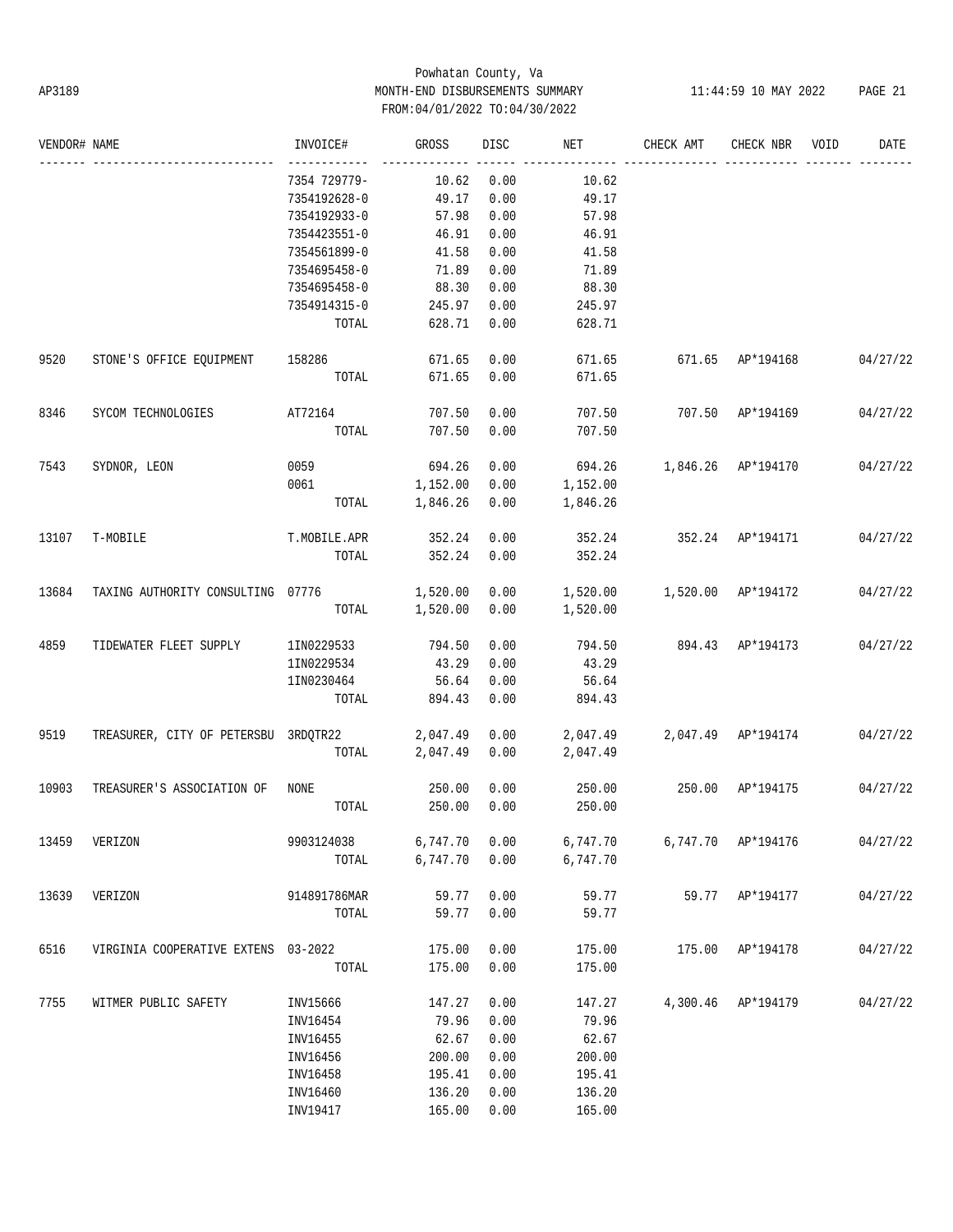| VENDOR# | NAME | INVOICE# | GROSS | DISC | NET | CHECK AMT | CHECK NBR | VOID | DATE |
|---|---|---|---|---|---|---|---|---|---|
| | | 7354 729779- | 10.62 | 0.00 | 10.62 | | | | |
| | | 7354192628-0 | 49.17 | 0.00 | 49.17 | | | | |
| | | 7354192933-0 | 57.98 | 0.00 | 57.98 | | | | |
| | | 7354423551-0 | 46.91 | 0.00 | 46.91 | | | | |
| | | 7354561899-0 | 41.58 | 0.00 | 41.58 | | | | |
| | | 7354695458-0 | 71.89 | 0.00 | 71.89 | | | | |
| | | 7354695458-0 | 88.30 | 0.00 | 88.30 | | | | |
| | | 7354914315-0 | 245.97 | 0.00 | 245.97 | | | | |
| | | TOTAL | 628.71 | 0.00 | 628.71 | | | | |
| 9520 | STONE'S OFFICE EQUIPMENT | 158286 | 671.65 | 0.00 | 671.65 | 671.65 | AP*194168 | | 04/27/22 |
| | | TOTAL | 671.65 | 0.00 | 671.65 | | | | |
| 8346 | SYCOM TECHNOLOGIES | AT72164 | 707.50 | 0.00 | 707.50 | 707.50 | AP*194169 | | 04/27/22 |
| | | TOTAL | 707.50 | 0.00 | 707.50 | | | | |
| 7543 | SYDNOR, LEON | 0059 | 694.26 | 0.00 | 694.26 | 1,846.26 | AP*194170 | | 04/27/22 |
| | | 0061 | 1,152.00 | 0.00 | 1,152.00 | | | | |
| | | TOTAL | 1,846.26 | 0.00 | 1,846.26 | | | | |
| 13107 | T-MOBILE | T.MOBILE.APR | 352.24 | 0.00 | 352.24 | 352.24 | AP*194171 | | 04/27/22 |
| | | TOTAL | 352.24 | 0.00 | 352.24 | | | | |
| 13684 | TAXING AUTHORITY CONSULTING | 07776 | 1,520.00 | 0.00 | 1,520.00 | 1,520.00 | AP*194172 | | 04/27/22 |
| | | TOTAL | 1,520.00 | 0.00 | 1,520.00 | | | | |
| 4859 | TIDEWATER FLEET SUPPLY | 1IN0229533 | 794.50 | 0.00 | 794.50 | 894.43 | AP*194173 | | 04/27/22 |
| | | 1IN0229534 | 43.29 | 0.00 | 43.29 | | | | |
| | | 1IN0230464 | 56.64 | 0.00 | 56.64 | | | | |
| | | TOTAL | 894.43 | 0.00 | 894.43 | | | | |
| 9519 | TREASURER, CITY OF PETERSBU | 3RDQTR22 | 2,047.49 | 0.00 | 2,047.49 | 2,047.49 | AP*194174 | | 04/27/22 |
| | | TOTAL | 2,047.49 | 0.00 | 2,047.49 | | | | |
| 10903 | TREASURER'S ASSOCIATION OF | NONE | 250.00 | 0.00 | 250.00 | 250.00 | AP*194175 | | 04/27/22 |
| | | TOTAL | 250.00 | 0.00 | 250.00 | | | | |
| 13459 | VERIZON | 9903124038 | 6,747.70 | 0.00 | 6,747.70 | 6,747.70 | AP*194176 | | 04/27/22 |
| | | TOTAL | 6,747.70 | 0.00 | 6,747.70 | | | | |
| 13639 | VERIZON | 914891786MAR | 59.77 | 0.00 | 59.77 | 59.77 | AP*194177 | | 04/27/22 |
| | | TOTAL | 59.77 | 0.00 | 59.77 | | | | |
| 6516 | VIRGINIA COOPERATIVE EXTENS | 03-2022 | 175.00 | 0.00 | 175.00 | 175.00 | AP*194178 | | 04/27/22 |
| | | TOTAL | 175.00 | 0.00 | 175.00 | | | | |
| 7755 | WITMER PUBLIC SAFETY | INV15666 | 147.27 | 0.00 | 147.27 | 4,300.46 | AP*194179 | | 04/27/22 |
| | | INV16454 | 79.96 | 0.00 | 79.96 | | | | |
| | | INV16455 | 62.67 | 0.00 | 62.67 | | | | |
| | | INV16456 | 200.00 | 0.00 | 200.00 | | | | |
| | | INV16458 | 195.41 | 0.00 | 195.41 | | | | |
| | | INV16460 | 136.20 | 0.00 | 136.20 | | | | |
| | | INV19417 | 165.00 | 0.00 | 165.00 | | | | |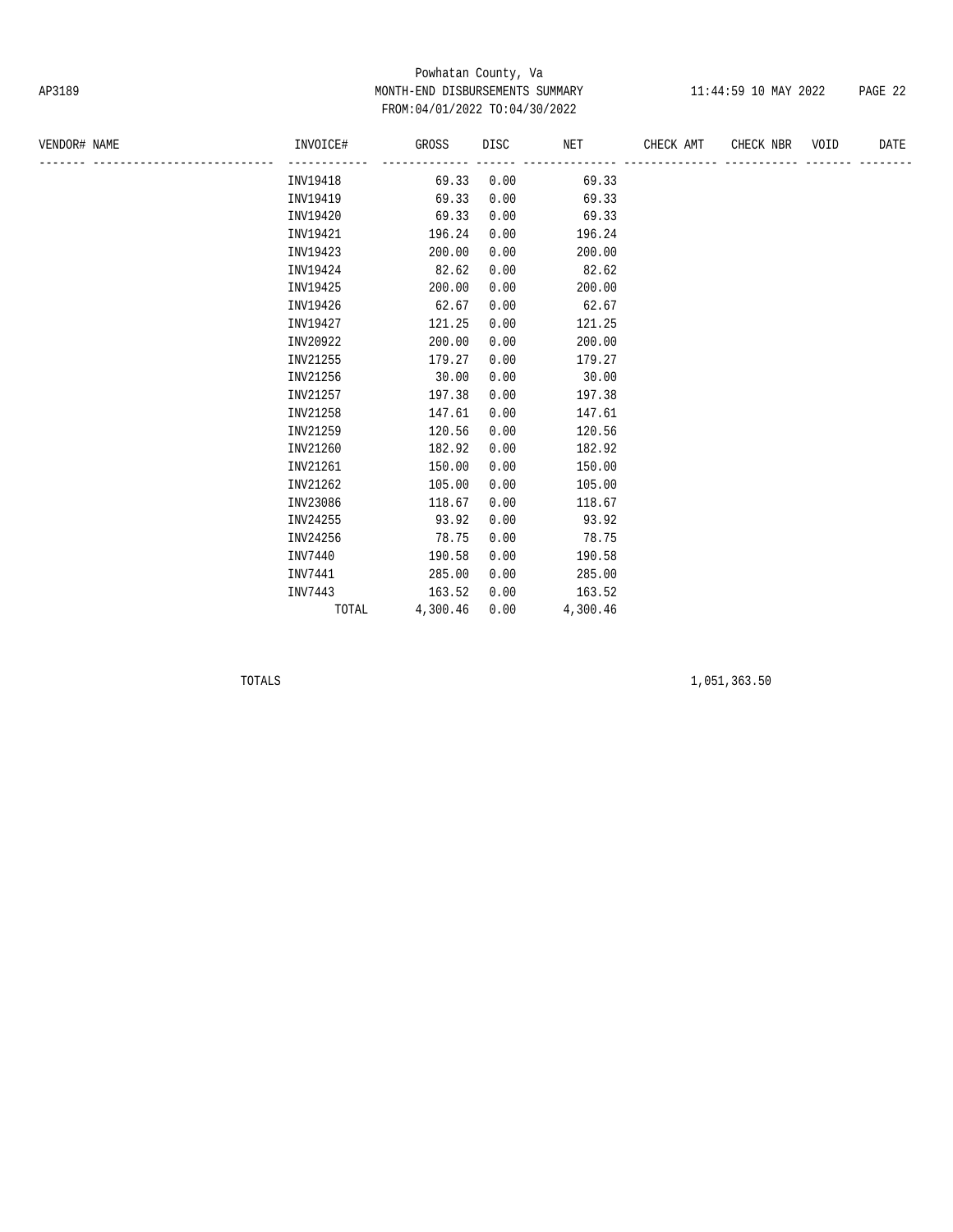Powhatan County, Va

AP3189 MONTH-END DISBURSEMENTS SUMMARY 11:44:59 10 MAY 2022

FROM:04/01/2022 TO:04/30/2022

| VENDOR# | NAME | INVOICE# | GROSS | DISC | NET | CHECK AMT | CHECK NBR | VOID | DATE |
|---|---|---|---|---|---|---|---|---|---|
| | | INV19418 | 69.33 | 0.00 | 69.33 | | | | |
| | | INV19419 | 69.33 | 0.00 | 69.33 | | | | |
| | | INV19420 | 69.33 | 0.00 | 69.33 | | | | |
| | | INV19421 | 196.24 | 0.00 | 196.24 | | | | |
| | | INV19423 | 200.00 | 0.00 | 200.00 | | | | |
| | | INV19424 | 82.62 | 0.00 | 82.62 | | | | |
| | | INV19425 | 200.00 | 0.00 | 200.00 | | | | |
| | | INV19426 | 62.67 | 0.00 | 62.67 | | | | |
| | | INV19427 | 121.25 | 0.00 | 121.25 | | | | |
| | | INV20922 | 200.00 | 0.00 | 200.00 | | | | |
| | | INV21255 | 179.27 | 0.00 | 179.27 | | | | |
| | | INV21256 | 30.00 | 0.00 | 30.00 | | | | |
| | | INV21257 | 197.38 | 0.00 | 197.38 | | | | |
| | | INV21258 | 147.61 | 0.00 | 147.61 | | | | |
| | | INV21259 | 120.56 | 0.00 | 120.56 | | | | |
| | | INV21260 | 182.92 | 0.00 | 182.92 | | | | |
| | | INV21261 | 150.00 | 0.00 | 150.00 | | | | |
| | | INV21262 | 105.00 | 0.00 | 105.00 | | | | |
| | | INV23086 | 118.67 | 0.00 | 118.67 | | | | |
| | | INV24255 | 93.92 | 0.00 | 93.92 | | | | |
| | | INV24256 | 78.75 | 0.00 | 78.75 | | | | |
| | | INV7440 | 190.58 | 0.00 | 190.58 | | | | |
| | | INV7441 | 285.00 | 0.00 | 285.00 | | | | |
| | | INV7443 | 163.52 | 0.00 | 163.52 | | | | |
| | | TOTAL | 4,300.46 | 0.00 | 4,300.46 | | | | |

TOTALS 1,051,363.50